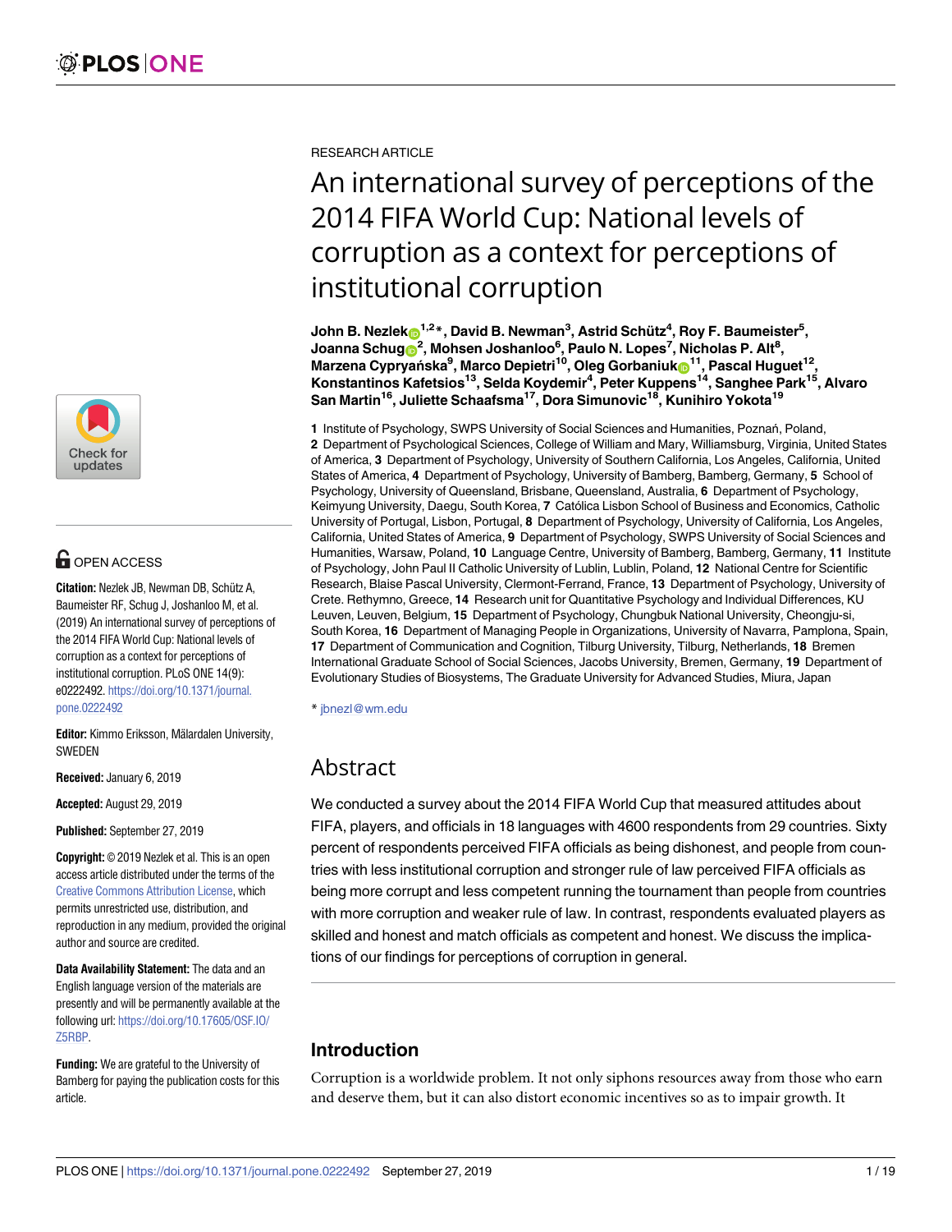RESEARCH ARTICLE

# An international survey of perceptions of the 2014 FIFA World Cup: National levels of corruption as a context for perceptions of institutional corruption

**John B. Nezlek**[1,2]*, **David B. Newman**[3], **Astrid Schütz**[4], **Roy F. Baumeister**[5], **Joanna Schug**[2], **Mohsen Joshanloo**[6], **Paulo N. Lopes**[7], **Nicholas P. Alt**[8], **Marzena Cypryańska**[9], **Marco Depietri**[10], **Oleg Gorbaniuk**[11], **Pascal Huguet**[12], **Konstantinos Kafetsios**[13], **Selda Koydemir**[4], **Peter Kuppens**[14], **Sanghee Park**[15], **Alvaro San Martin**[16], **Juliette Schaafsma**[17], **Dora Simunovic**[18], **Kunihiro Yokota**[19]

**1** Institute of Psychology, SWPS University of Social Sciences and Humanities, Poznań, Poland, **2** Department of Psychological Sciences, College of William and Mary, Williamsburg, Virginia, United States of America, **3** Department of Psychology, University of Southern California, Los Angeles, California, United States of America, **4** Department of Psychology, University of Bamberg, Bamberg, Germany, **5** School of Psychology, University of Queensland, Brisbane, Queensland, Australia, **6** Department of Psychology, Keimyung University, Daegu, South Korea, **7** Católica Lisbon School of Business and Economics, Catholic University of Portugal, Lisbon, Portugal, **8** Department of Psychology, University of California, Los Angeles, California, United States of America, **9** Department of Psychology, SWPS University of Social Sciences and Humanities, Warsaw, Poland, **10** Language Centre, University of Bamberg, Bamberg, Germany, **11** Institute of Psychology, John Paul II Catholic University of Lublin, Lublin, Poland, **12** National Centre for Scientific Research, Blaise Pascal University, Clermont-Ferrand, France, **13** Department of Psychology, University of Crete. Rethymno, Greece, **14** Research unit for Quantitative Psychology and Individual Differences, KU Leuven, Leuven, Belgium, **15** Department of Psychology, Chungbuk National University, Cheongju-si, South Korea, **16** Department of Managing People in Organizations, University of Navarra, Pamplona, Spain, **17** Department of Communication and Cognition, Tilburg University, Tilburg, Netherlands, **18** Bremen International Graduate School of Social Sciences, Jacobs University, Bremen, Germany, **19** Department of Evolutionary Studies of Biosystems, The Graduate University for Advanced Studies, Miura, Japan

* jbnezl@wm.edu

OPEN ACCESS

**Citation:** Nezlek JB, Newman DB, Schütz A, Baumeister RF, Schug J, Joshanloo M, et al. (2019) An international survey of perceptions of the 2014 FIFA World Cup: National levels of corruption as a context for perceptions of institutional corruption. PLoS ONE 14(9): e0222492. https://doi.org/10.1371/journal.pone.0222492

**Editor:** Kimmo Eriksson, Mälardalen University, SWEDEN

**Received:** January 6, 2019

**Accepted:** August 29, 2019

**Published:** September 27, 2019

**Copyright:** © 2019 Nezlek et al. This is an open access article distributed under the terms of the Creative Commons Attribution License, which permits unrestricted use, distribution, and reproduction in any medium, provided the original author and source are credited.

**Data Availability Statement:** The data and an English language version of the materials are presently and will be permanently available at the following url: https://doi.org/10.17605/OSF.IO/Z5RBP.

**Funding:** We are grateful to the University of Bamberg for paying the publication costs for this article.

## Abstract

We conducted a survey about the 2014 FIFA World Cup that measured attitudes about FIFA, players, and officials in 18 languages with 4600 respondents from 29 countries. Sixty percent of respondents perceived FIFA officials as being dishonest, and people from countries with less institutional corruption and stronger rule of law perceived FIFA officials as being more corrupt and less competent running the tournament than people from countries with more corruption and weaker rule of law. In contrast, respondents evaluated players as skilled and honest and match officials as competent and honest. We discuss the implications of our findings for perceptions of corruption in general.

## Introduction

Corruption is a worldwide problem. It not only siphons resources away from those who earn and deserve them, but it can also distort economic incentives so as to impair growth. It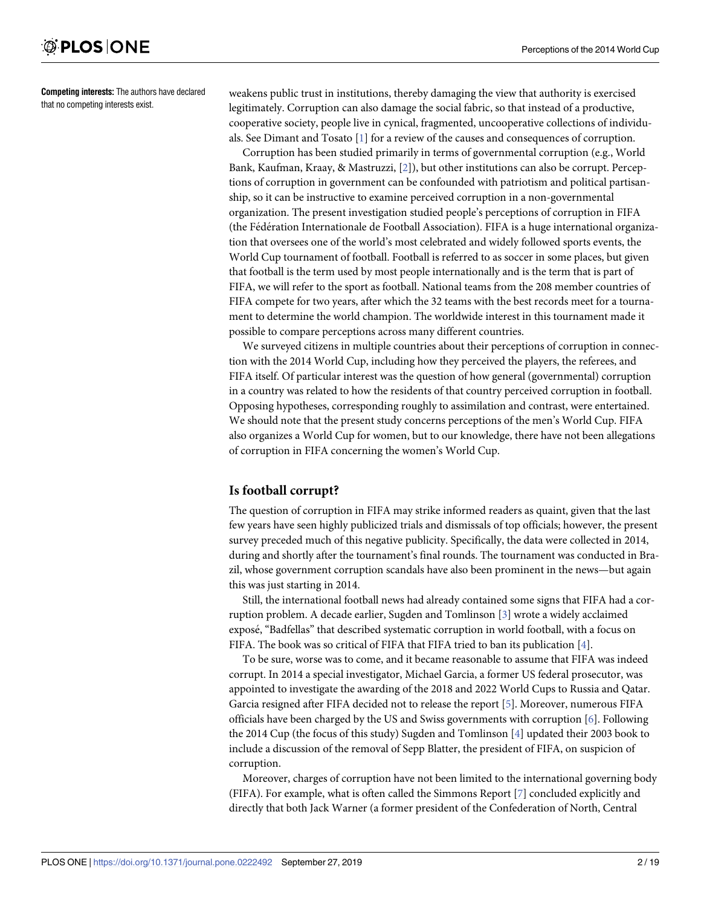**Competing interests:** The authors have declared that no competing interests exist.

weakens public trust in institutions, thereby damaging the view that authority is exercised legitimately. Corruption can also damage the social fabric, so that instead of a productive, cooperative society, people live in cynical, fragmented, uncooperative collections of individuals. See Dimant and Tosato [1] for a review of the causes and consequences of corruption.

Corruption has been studied primarily in terms of governmental corruption (e.g., World Bank, Kaufman, Kraay, & Mastruzzi, [2]), but other institutions can also be corrupt. Perceptions of corruption in government can be confounded with patriotism and political partisanship, so it can be instructive to examine perceived corruption in a non-governmental organization. The present investigation studied people's perceptions of corruption in FIFA (the Fédération Internationale de Football Association). FIFA is a huge international organization that oversees one of the world's most celebrated and widely followed sports events, the World Cup tournament of football. Football is referred to as soccer in some places, but given that football is the term used by most people internationally and is the term that is part of FIFA, we will refer to the sport as football. National teams from the 208 member countries of FIFA compete for two years, after which the 32 teams with the best records meet for a tournament to determine the world champion. The worldwide interest in this tournament made it possible to compare perceptions across many different countries.

We surveyed citizens in multiple countries about their perceptions of corruption in connection with the 2014 World Cup, including how they perceived the players, the referees, and FIFA itself. Of particular interest was the question of how general (governmental) corruption in a country was related to how the residents of that country perceived corruption in football. Opposing hypotheses, corresponding roughly to assimilation and contrast, were entertained. We should note that the present study concerns perceptions of the men's World Cup. FIFA also organizes a World Cup for women, but to our knowledge, there have not been allegations of corruption in FIFA concerning the women's World Cup.

## Is football corrupt?

The question of corruption in FIFA may strike informed readers as quaint, given that the last few years have seen highly publicized trials and dismissals of top officials; however, the present survey preceded much of this negative publicity. Specifically, the data were collected in 2014, during and shortly after the tournament's final rounds. The tournament was conducted in Brazil, whose government corruption scandals have also been prominent in the news—but again this was just starting in 2014.

Still, the international football news had already contained some signs that FIFA had a corruption problem. A decade earlier, Sugden and Tomlinson [3] wrote a widely acclaimed exposé, "Badfellas" that described systematic corruption in world football, with a focus on FIFA. The book was so critical of FIFA that FIFA tried to ban its publication [4].

To be sure, worse was to come, and it became reasonable to assume that FIFA was indeed corrupt. In 2014 a special investigator, Michael Garcia, a former US federal prosecutor, was appointed to investigate the awarding of the 2018 and 2022 World Cups to Russia and Qatar. Garcia resigned after FIFA decided not to release the report [5]. Moreover, numerous FIFA officials have been charged by the US and Swiss governments with corruption [6]. Following the 2014 Cup (the focus of this study) Sugden and Tomlinson [4] updated their 2003 book to include a discussion of the removal of Sepp Blatter, the president of FIFA, on suspicion of corruption.

Moreover, charges of corruption have not been limited to the international governing body (FIFA). For example, what is often called the Simmons Report [7] concluded explicitly and directly that both Jack Warner (a former president of the Confederation of North, Central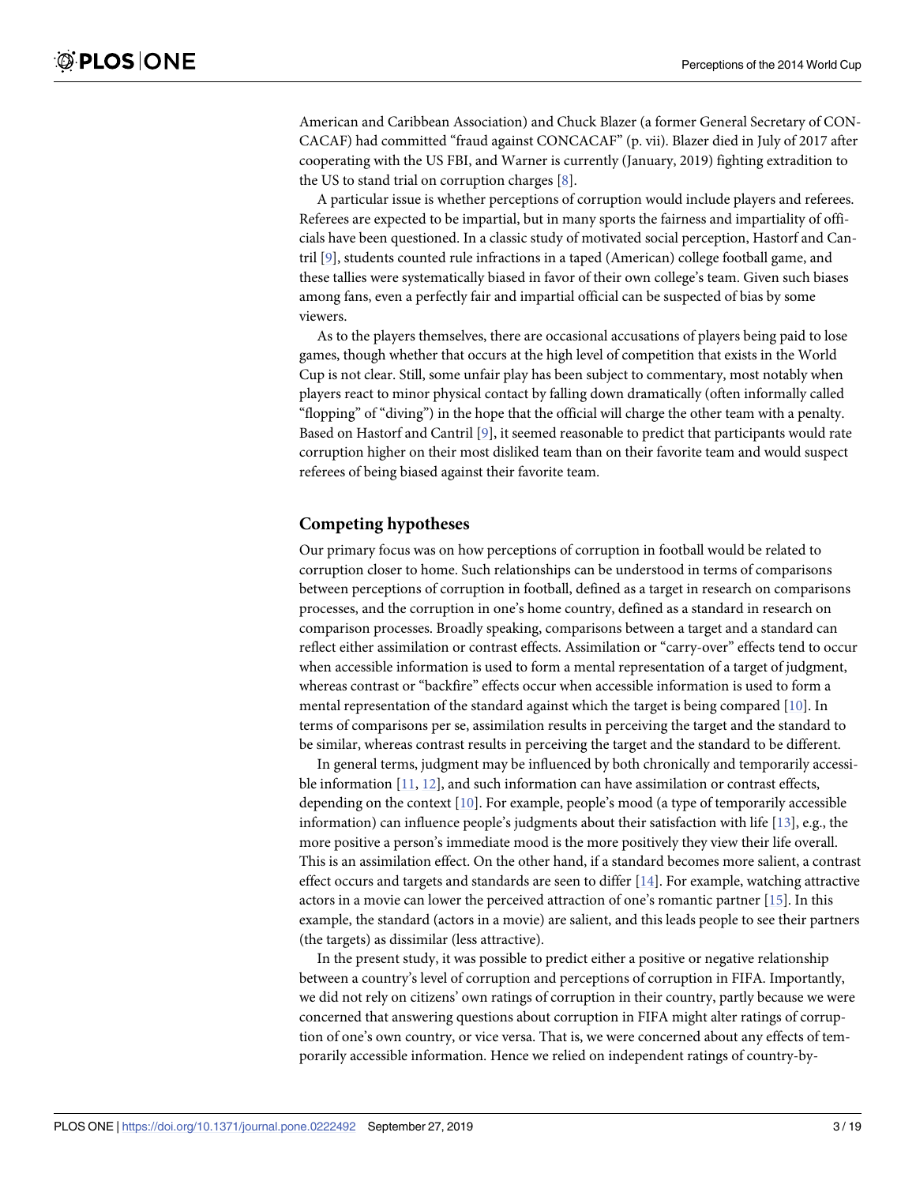American and Caribbean Association) and Chuck Blazer (a former General Secretary of CONCACAF) had committed "fraud against CONCACAF" (p. vii). Blazer died in July of 2017 after cooperating with the US FBI, and Warner is currently (January, 2019) fighting extradition to the US to stand trial on corruption charges [8].

A particular issue is whether perceptions of corruption would include players and referees. Referees are expected to be impartial, but in many sports the fairness and impartiality of officials have been questioned. In a classic study of motivated social perception, Hastorf and Cantril [9], students counted rule infractions in a taped (American) college football game, and these tallies were systematically biased in favor of their own college's team. Given such biases among fans, even a perfectly fair and impartial official can be suspected of bias by some viewers.

As to the players themselves, there are occasional accusations of players being paid to lose games, though whether that occurs at the high level of competition that exists in the World Cup is not clear. Still, some unfair play has been subject to commentary, most notably when players react to minor physical contact by falling down dramatically (often informally called "flopping" of "diving") in the hope that the official will charge the other team with a penalty. Based on Hastorf and Cantril [9], it seemed reasonable to predict that participants would rate corruption higher on their most disliked team than on their favorite team and would suspect referees of being biased against their favorite team.

## Competing hypotheses

Our primary focus was on how perceptions of corruption in football would be related to corruption closer to home. Such relationships can be understood in terms of comparisons between perceptions of corruption in football, defined as a target in research on comparisons processes, and the corruption in one's home country, defined as a standard in research on comparison processes. Broadly speaking, comparisons between a target and a standard can reflect either assimilation or contrast effects. Assimilation or "carry-over" effects tend to occur when accessible information is used to form a mental representation of a target of judgment, whereas contrast or "backfire" effects occur when accessible information is used to form a mental representation of the standard against which the target is being compared [10]. In terms of comparisons per se, assimilation results in perceiving the target and the standard to be similar, whereas contrast results in perceiving the target and the standard to be different.

In general terms, judgment may be influenced by both chronically and temporarily accessible information [11, 12], and such information can have assimilation or contrast effects, depending on the context [10]. For example, people's mood (a type of temporarily accessible information) can influence people's judgments about their satisfaction with life [13], e.g., the more positive a person's immediate mood is the more positively they view their life overall. This is an assimilation effect. On the other hand, if a standard becomes more salient, a contrast effect occurs and targets and standards are seen to differ [14]. For example, watching attractive actors in a movie can lower the perceived attraction of one's romantic partner [15]. In this example, the standard (actors in a movie) are salient, and this leads people to see their partners (the targets) as dissimilar (less attractive).

In the present study, it was possible to predict either a positive or negative relationship between a country's level of corruption and perceptions of corruption in FIFA. Importantly, we did not rely on citizens' own ratings of corruption in their country, partly because we were concerned that answering questions about corruption in FIFA might alter ratings of corruption of one's own country, or vice versa. That is, we were concerned about any effects of temporarily accessible information. Hence we relied on independent ratings of country-by-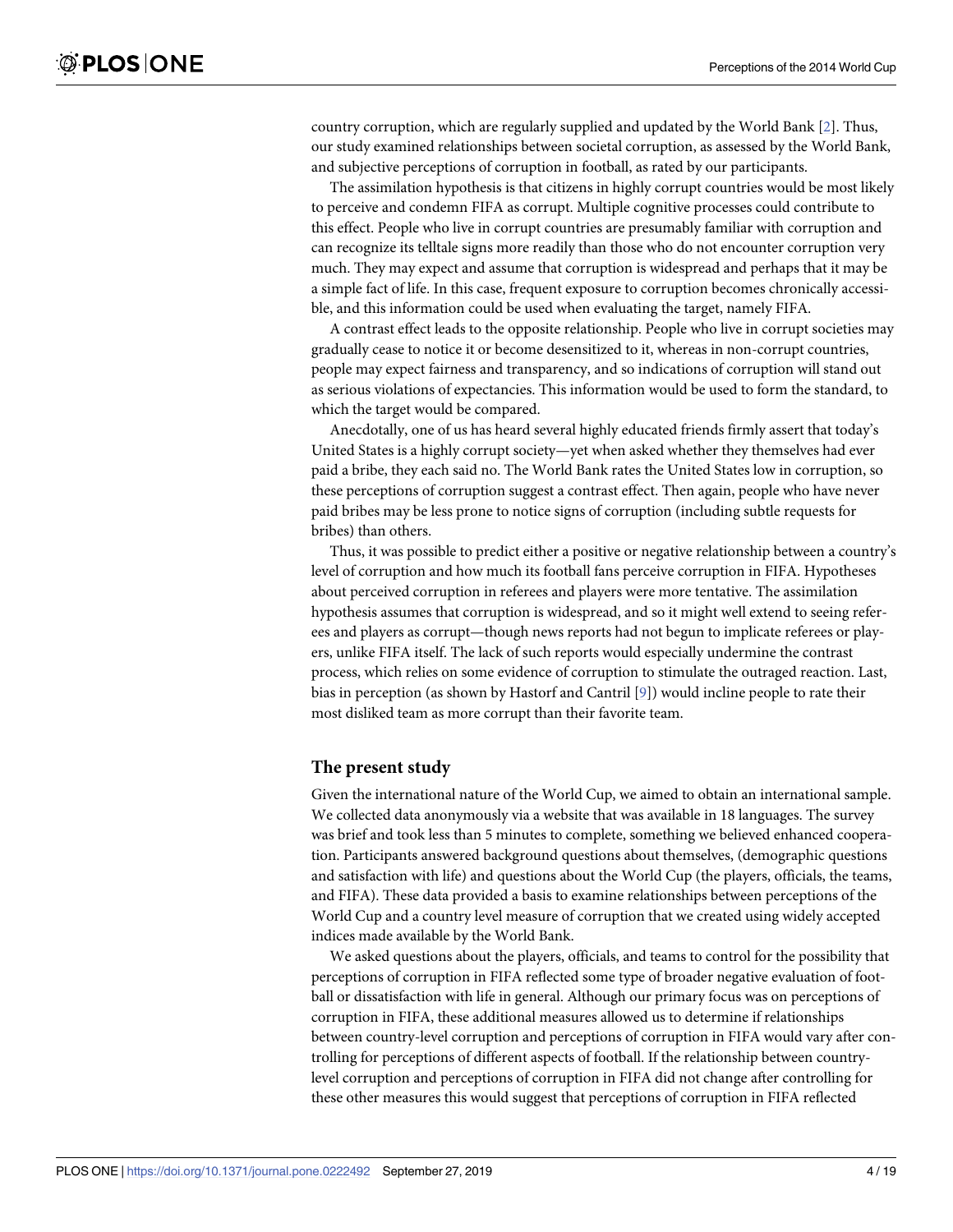country corruption, which are regularly supplied and updated by the World Bank [2]. Thus, our study examined relationships between societal corruption, as assessed by the World Bank, and subjective perceptions of corruption in football, as rated by our participants.

The assimilation hypothesis is that citizens in highly corrupt countries would be most likely to perceive and condemn FIFA as corrupt. Multiple cognitive processes could contribute to this effect. People who live in corrupt countries are presumably familiar with corruption and can recognize its telltale signs more readily than those who do not encounter corruption very much. They may expect and assume that corruption is widespread and perhaps that it may be a simple fact of life. In this case, frequent exposure to corruption becomes chronically accessible, and this information could be used when evaluating the target, namely FIFA.

A contrast effect leads to the opposite relationship. People who live in corrupt societies may gradually cease to notice it or become desensitized to it, whereas in non-corrupt countries, people may expect fairness and transparency, and so indications of corruption will stand out as serious violations of expectancies. This information would be used to form the standard, to which the target would be compared.

Anecdotally, one of us has heard several highly educated friends firmly assert that today's United States is a highly corrupt society—yet when asked whether they themselves had ever paid a bribe, they each said no. The World Bank rates the United States low in corruption, so these perceptions of corruption suggest a contrast effect. Then again, people who have never paid bribes may be less prone to notice signs of corruption (including subtle requests for bribes) than others.

Thus, it was possible to predict either a positive or negative relationship between a country's level of corruption and how much its football fans perceive corruption in FIFA. Hypotheses about perceived corruption in referees and players were more tentative. The assimilation hypothesis assumes that corruption is widespread, and so it might well extend to seeing referees and players as corrupt—though news reports had not begun to implicate referees or players, unlike FIFA itself. The lack of such reports would especially undermine the contrast process, which relies on some evidence of corruption to stimulate the outraged reaction. Last, bias in perception (as shown by Hastorf and Cantril [9]) would incline people to rate their most disliked team as more corrupt than their favorite team.

## The present study

Given the international nature of the World Cup, we aimed to obtain an international sample. We collected data anonymously via a website that was available in 18 languages. The survey was brief and took less than 5 minutes to complete, something we believed enhanced cooperation. Participants answered background questions about themselves, (demographic questions and satisfaction with life) and questions about the World Cup (the players, officials, the teams, and FIFA). These data provided a basis to examine relationships between perceptions of the World Cup and a country level measure of corruption that we created using widely accepted indices made available by the World Bank.

We asked questions about the players, officials, and teams to control for the possibility that perceptions of corruption in FIFA reflected some type of broader negative evaluation of football or dissatisfaction with life in general. Although our primary focus was on perceptions of corruption in FIFA, these additional measures allowed us to determine if relationships between country-level corruption and perceptions of corruption in FIFA would vary after controlling for perceptions of different aspects of football. If the relationship between country-level corruption and perceptions of corruption in FIFA did not change after controlling for these other measures this would suggest that perceptions of corruption in FIFA reflected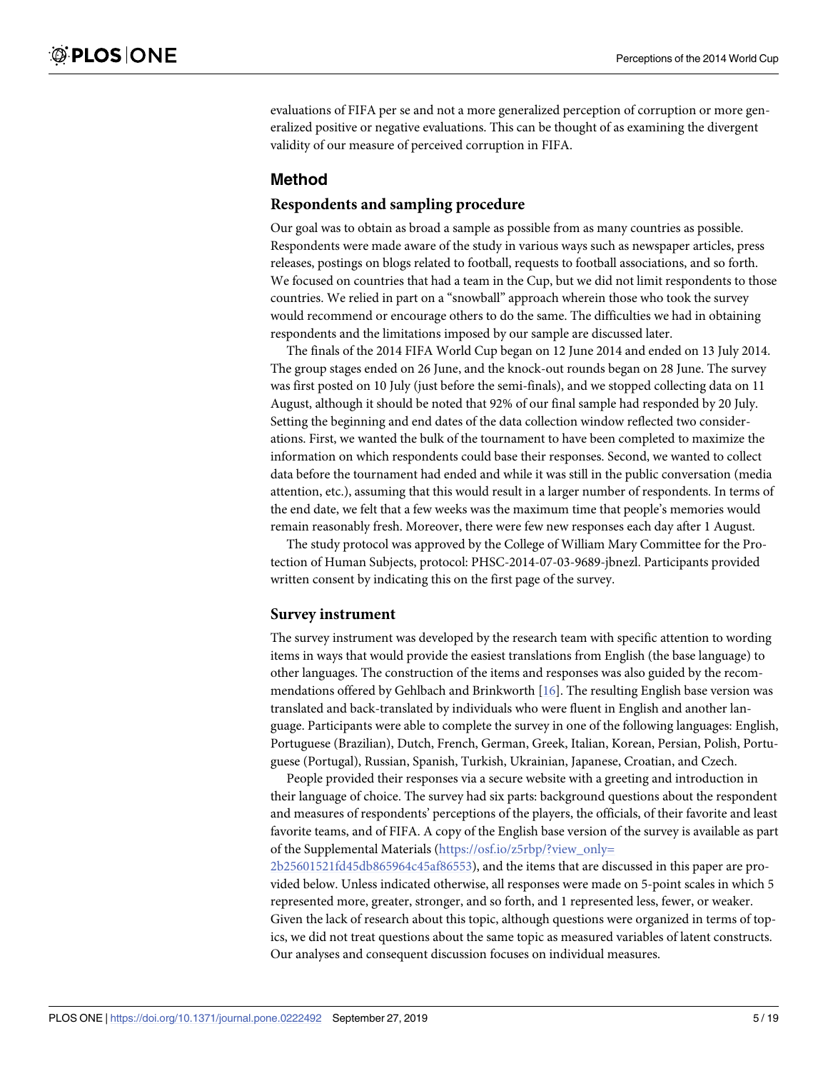evaluations of FIFA per se and not a more generalized perception of corruption or more generalized positive or negative evaluations. This can be thought of as examining the divergent validity of our measure of perceived corruption in FIFA.

## Method

### Respondents and sampling procedure

Our goal was to obtain as broad a sample as possible from as many countries as possible. Respondents were made aware of the study in various ways such as newspaper articles, press releases, postings on blogs related to football, requests to football associations, and so forth. We focused on countries that had a team in the Cup, but we did not limit respondents to those countries. We relied in part on a "snowball" approach wherein those who took the survey would recommend or encourage others to do the same. The difficulties we had in obtaining respondents and the limitations imposed by our sample are discussed later.

The finals of the 2014 FIFA World Cup began on 12 June 2014 and ended on 13 July 2014. The group stages ended on 26 June, and the knock-out rounds began on 28 June. The survey was first posted on 10 July (just before the semi-finals), and we stopped collecting data on 11 August, although it should be noted that 92% of our final sample had responded by 20 July. Setting the beginning and end dates of the data collection window reflected two considerations. First, we wanted the bulk of the tournament to have been completed to maximize the information on which respondents could base their responses. Second, we wanted to collect data before the tournament had ended and while it was still in the public conversation (media attention, etc.), assuming that this would result in a larger number of respondents. In terms of the end date, we felt that a few weeks was the maximum time that people's memories would remain reasonably fresh. Moreover, there were few new responses each day after 1 August.

The study protocol was approved by the College of William Mary Committee for the Protection of Human Subjects, protocol: PHSC-2014-07-03-9689-jbnezl. Participants provided written consent by indicating this on the first page of the survey.

### Survey instrument

The survey instrument was developed by the research team with specific attention to wording items in ways that would provide the easiest translations from English (the base language) to other languages. The construction of the items and responses was also guided by the recommendations offered by Gehlbach and Brinkworth [16]. The resulting English base version was translated and back-translated by individuals who were fluent in English and another language. Participants were able to complete the survey in one of the following languages: English, Portuguese (Brazilian), Dutch, French, German, Greek, Italian, Korean, Persian, Polish, Portuguese (Portugal), Russian, Spanish, Turkish, Ukrainian, Japanese, Croatian, and Czech.

People provided their responses via a secure website with a greeting and introduction in their language of choice. The survey had six parts: background questions about the respondent and measures of respondents' perceptions of the players, the officials, of their favorite and least favorite teams, and of FIFA. A copy of the English base version of the survey is available as part of the Supplemental Materials (https://osf.io/z5rbp/?view_only=2b25601521fd45db865964c45af86553), and the items that are discussed in this paper are provided below. Unless indicated otherwise, all responses were made on 5-point scales in which 5 represented more, greater, stronger, and so forth, and 1 represented less, fewer, or weaker. Given the lack of research about this topic, although questions were organized in terms of topics, we did not treat questions about the same topic as measured variables of latent constructs. Our analyses and consequent discussion focuses on individual measures.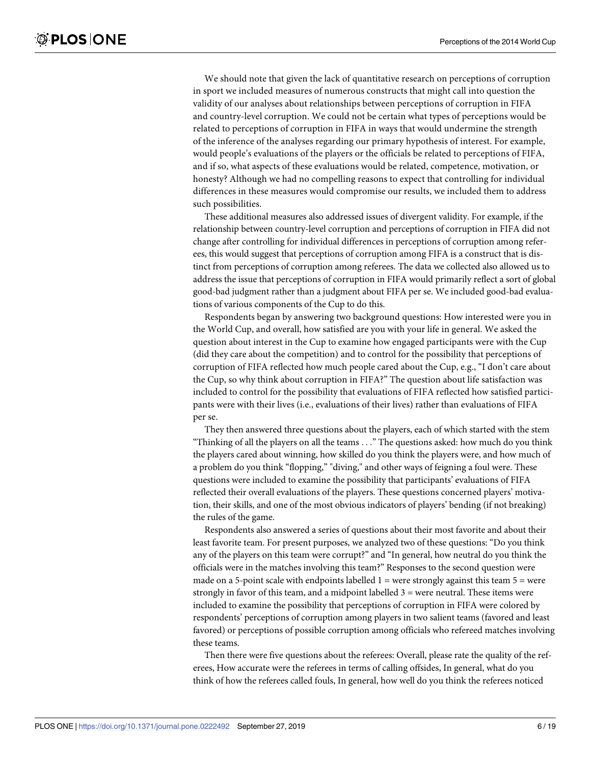We should note that given the lack of quantitative research on perceptions of corruption in sport we included measures of numerous constructs that might call into question the validity of our analyses about relationships between perceptions of corruption in FIFA and country-level corruption. We could not be certain what types of perceptions would be related to perceptions of corruption in FIFA in ways that would undermine the strength of the inference of the analyses regarding our primary hypothesis of interest. For example, would people's evaluations of the players or the officials be related to perceptions of FIFA, and if so, what aspects of these evaluations would be related, competence, motivation, or honesty? Although we had no compelling reasons to expect that controlling for individual differences in these measures would compromise our results, we included them to address such possibilities.

These additional measures also addressed issues of divergent validity. For example, if the relationship between country-level corruption and perceptions of corruption in FIFA did not change after controlling for individual differences in perceptions of corruption among referees, this would suggest that perceptions of corruption among FIFA is a construct that is distinct from perceptions of corruption among referees. The data we collected also allowed us to address the issue that perceptions of corruption in FIFA would primarily reflect a sort of global good-bad judgment rather than a judgment about FIFA per se. We included good-bad evaluations of various components of the Cup to do this.

Respondents began by answering two background questions: How interested were you in the World Cup, and overall, how satisfied are you with your life in general. We asked the question about interest in the Cup to examine how engaged participants were with the Cup (did they care about the competition) and to control for the possibility that perceptions of corruption of FIFA reflected how much people cared about the Cup, e.g., "I don't care about the Cup, so why think about corruption in FIFA?" The question about life satisfaction was included to control for the possibility that evaluations of FIFA reflected how satisfied participants were with their lives (i.e., evaluations of their lives) rather than evaluations of FIFA per se.

They then answered three questions about the players, each of which started with the stem "Thinking of all the players on all the teams . . ." The questions asked: how much do you think the players cared about winning, how skilled do you think the players were, and how much of a problem do you think "flopping," "diving," and other ways of feigning a foul were. These questions were included to examine the possibility that participants' evaluations of FIFA reflected their overall evaluations of the players. These questions concerned players' motivation, their skills, and one of the most obvious indicators of players' bending (if not breaking) the rules of the game.

Respondents also answered a series of questions about their most favorite and about their least favorite team. For present purposes, we analyzed two of these questions: "Do you think any of the players on this team were corrupt?" and "In general, how neutral do you think the officials were in the matches involving this team?" Responses to the second question were made on a 5-point scale with endpoints labelled 1 = were strongly against this team 5 = were strongly in favor of this team, and a midpoint labelled 3 = were neutral. These items were included to examine the possibility that perceptions of corruption in FIFA were colored by respondents' perceptions of corruption among players in two salient teams (favored and least favored) or perceptions of possible corruption among officials who refereed matches involving these teams.

Then there were five questions about the referees: Overall, please rate the quality of the referees, How accurate were the referees in terms of calling offsides, In general, what do you think of how the referees called fouls, In general, how well do you think the referees noticed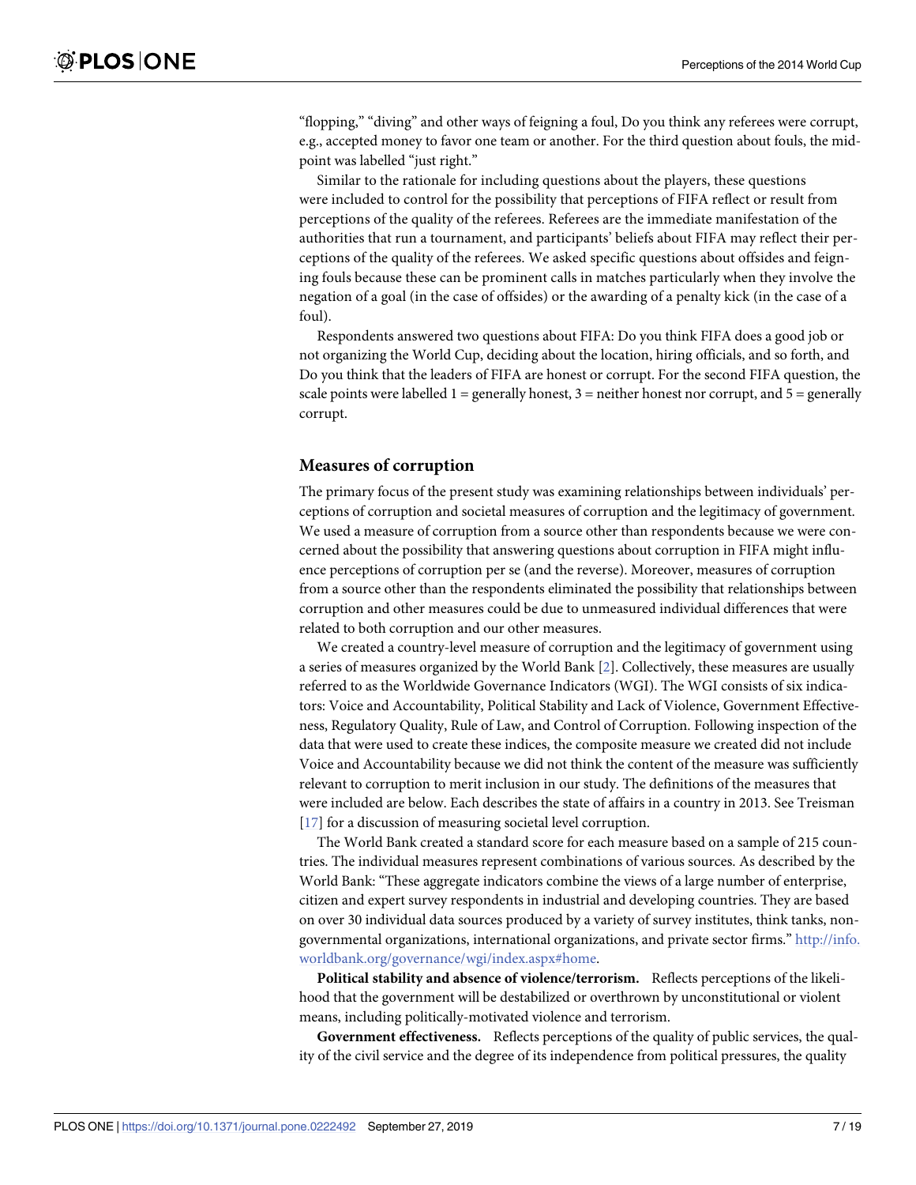"flopping," "diving" and other ways of feigning a foul, Do you think any referees were corrupt, e.g., accepted money to favor one team or another. For the third question about fouls, the midpoint was labelled "just right."

Similar to the rationale for including questions about the players, these questions were included to control for the possibility that perceptions of FIFA reflect or result from perceptions of the quality of the referees. Referees are the immediate manifestation of the authorities that run a tournament, and participants' beliefs about FIFA may reflect their perceptions of the quality of the referees. We asked specific questions about offsides and feigning fouls because these can be prominent calls in matches particularly when they involve the negation of a goal (in the case of offsides) or the awarding of a penalty kick (in the case of a foul).

Respondents answered two questions about FIFA: Do you think FIFA does a good job or not organizing the World Cup, deciding about the location, hiring officials, and so forth, and Do you think that the leaders of FIFA are honest or corrupt. For the second FIFA question, the scale points were labelled 1 = generally honest, 3 = neither honest nor corrupt, and 5 = generally corrupt.

## Measures of corruption

The primary focus of the present study was examining relationships between individuals' perceptions of corruption and societal measures of corruption and the legitimacy of government. We used a measure of corruption from a source other than respondents because we were concerned about the possibility that answering questions about corruption in FIFA might influence perceptions of corruption per se (and the reverse). Moreover, measures of corruption from a source other than the respondents eliminated the possibility that relationships between corruption and other measures could be due to unmeasured individual differences that were related to both corruption and our other measures.

We created a country-level measure of corruption and the legitimacy of government using a series of measures organized by the World Bank [2]. Collectively, these measures are usually referred to as the Worldwide Governance Indicators (WGI). The WGI consists of six indicators: Voice and Accountability, Political Stability and Lack of Violence, Government Effectiveness, Regulatory Quality, Rule of Law, and Control of Corruption. Following inspection of the data that were used to create these indices, the composite measure we created did not include Voice and Accountability because we did not think the content of the measure was sufficiently relevant to corruption to merit inclusion in our study. The definitions of the measures that were included are below. Each describes the state of affairs in a country in 2013. See Treisman [17] for a discussion of measuring societal level corruption.

The World Bank created a standard score for each measure based on a sample of 215 countries. The individual measures represent combinations of various sources. As described by the World Bank: "These aggregate indicators combine the views of a large number of enterprise, citizen and expert survey respondents in industrial and developing countries. They are based on over 30 individual data sources produced by a variety of survey institutes, think tanks, non-governmental organizations, international organizations, and private sector firms." http://info.worldbank.org/governance/wgi/index.aspx#home.

**Political stability and absence of violence/terrorism.** Reflects perceptions of the likelihood that the government will be destabilized or overthrown by unconstitutional or violent means, including politically-motivated violence and terrorism.

**Government effectiveness.** Reflects perceptions of the quality of public services, the quality of the civil service and the degree of its independence from political pressures, the quality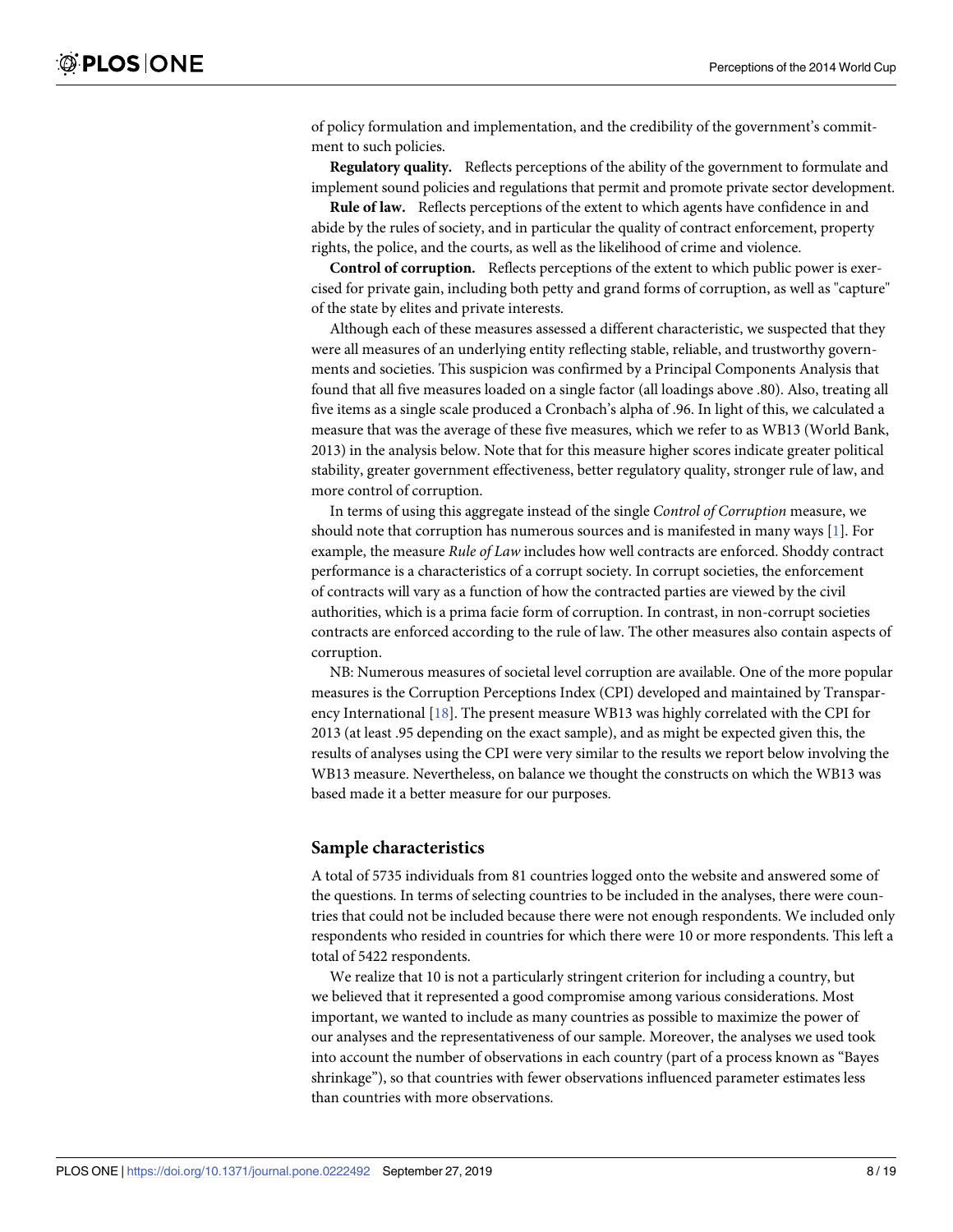of policy formulation and implementation, and the credibility of the government's commitment to such policies.

**Regulatory quality.** Reflects perceptions of the ability of the government to formulate and implement sound policies and regulations that permit and promote private sector development.

**Rule of law.** Reflects perceptions of the extent to which agents have confidence in and abide by the rules of society, and in particular the quality of contract enforcement, property rights, the police, and the courts, as well as the likelihood of crime and violence.

**Control of corruption.** Reflects perceptions of the extent to which public power is exercised for private gain, including both petty and grand forms of corruption, as well as "capture" of the state by elites and private interests.

Although each of these measures assessed a different characteristic, we suspected that they were all measures of an underlying entity reflecting stable, reliable, and trustworthy governments and societies. This suspicion was confirmed by a Principal Components Analysis that found that all five measures loaded on a single factor (all loadings above .80). Also, treating all five items as a single scale produced a Cronbach's alpha of .96. In light of this, we calculated a measure that was the average of these five measures, which we refer to as WB13 (World Bank, 2013) in the analysis below. Note that for this measure higher scores indicate greater political stability, greater government effectiveness, better regulatory quality, stronger rule of law, and more control of corruption.

In terms of using this aggregate instead of the single *Control of Corruption* measure, we should note that corruption has numerous sources and is manifested in many ways [1]. For example, the measure *Rule of Law* includes how well contracts are enforced. Shoddy contract performance is a characteristics of a corrupt society. In corrupt societies, the enforcement of contracts will vary as a function of how the contracted parties are viewed by the civil authorities, which is a prima facie form of corruption. In contrast, in non-corrupt societies contracts are enforced according to the rule of law. The other measures also contain aspects of corruption.

NB: Numerous measures of societal level corruption are available. One of the more popular measures is the Corruption Perceptions Index (CPI) developed and maintained by Transparency International [18]. The present measure WB13 was highly correlated with the CPI for 2013 (at least .95 depending on the exact sample), and as might be expected given this, the results of analyses using the CPI were very similar to the results we report below involving the WB13 measure. Nevertheless, on balance we thought the constructs on which the WB13 was based made it a better measure for our purposes.

### Sample characteristics

A total of 5735 individuals from 81 countries logged onto the website and answered some of the questions. In terms of selecting countries to be included in the analyses, there were countries that could not be included because there were not enough respondents. We included only respondents who resided in countries for which there were 10 or more respondents. This left a total of 5422 respondents.

We realize that 10 is not a particularly stringent criterion for including a country, but we believed that it represented a good compromise among various considerations. Most important, we wanted to include as many countries as possible to maximize the power of our analyses and the representativeness of our sample. Moreover, the analyses we used took into account the number of observations in each country (part of a process known as "Bayes shrinkage"), so that countries with fewer observations influenced parameter estimates less than countries with more observations.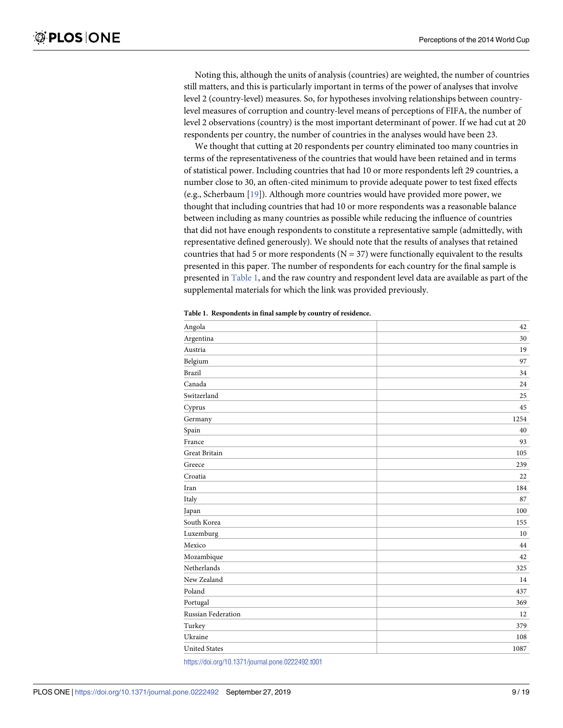Noting this, although the units of analysis (countries) are weighted, the number of countries still matters, and this is particularly important in terms of the power of analyses that involve level 2 (country-level) measures. So, for hypotheses involving relationships between country-level measures of corruption and country-level means of perceptions of FIFA, the number of level 2 observations (country) is the most important determinant of power. If we had cut at 20 respondents per country, the number of countries in the analyses would have been 23.

We thought that cutting at 20 respondents per country eliminated too many countries in terms of the representativeness of the countries that would have been retained and in terms of statistical power. Including countries that had 10 or more respondents left 29 countries, a number close to 30, an often-cited minimum to provide adequate power to test fixed effects (e.g., Scherbaum [19]). Although more countries would have provided more power, we thought that including countries that had 10 or more respondents was a reasonable balance between including as many countries as possible while reducing the influence of countries that did not have enough respondents to constitute a representative sample (admittedly, with representative defined generously). We should note that the results of analyses that retained countries that had 5 or more respondents (N = 37) were functionally equivalent to the results presented in this paper. The number of respondents for each country for the final sample is presented in Table 1, and the raw country and respondent level data are available as part of the supplemental materials for which the link was provided previously.

**Table 1. Respondents in final sample by country of residence.**

| Country | Respondents |
|---|---|
| Angola | 42 |
| Argentina | 30 |
| Austria | 19 |
| Belgium | 97 |
| Brazil | 34 |
| Canada | 24 |
| Switzerland | 25 |
| Cyprus | 45 |
| Germany | 1254 |
| Spain | 40 |
| France | 93 |
| Great Britain | 105 |
| Greece | 239 |
| Croatia | 22 |
| Iran | 184 |
| Italy | 87 |
| Japan | 100 |
| South Korea | 155 |
| Luxemburg | 10 |
| Mexico | 44 |
| Mozambique | 42 |
| Netherlands | 325 |
| New Zealand | 14 |
| Poland | 437 |
| Portugal | 369 |
| Russian Federation | 12 |
| Turkey | 379 |
| Ukraine | 108 |
| United States | 1087 |

https://doi.org/10.1371/journal.pone.0222492.t001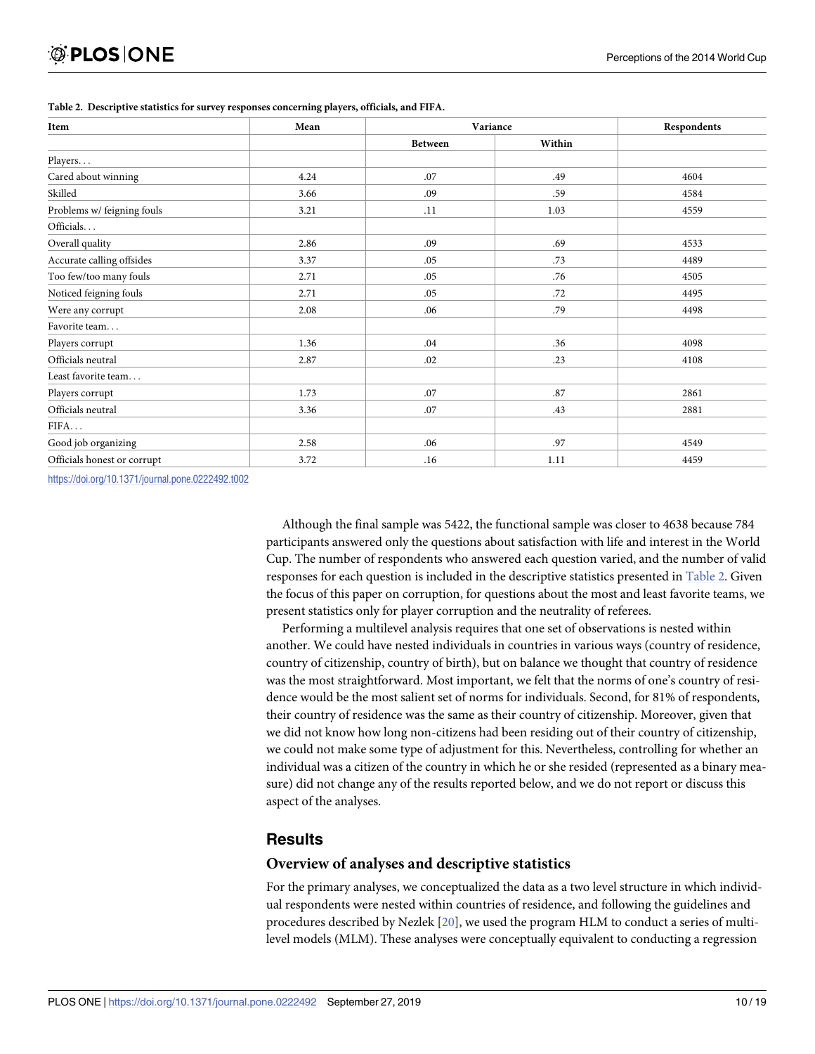**Table 2. Descriptive statistics for survey responses concerning players, officials, and FIFA.**

| Item | Mean | Variance | | Respondents |
|---|---|---|---|---|
| | | Between | Within | |
| Players. . . | | | | |
| Cared about winning | 4.24 | .07 | .49 | 4604 |
| Skilled | 3.66 | .09 | .59 | 4584 |
| Problems w/ feigning fouls | 3.21 | .11 | 1.03 | 4559 |
| Officials. . . | | | | |
| Overall quality | 2.86 | .09 | .69 | 4533 |
| Accurate calling offsides | 3.37 | .05 | .73 | 4489 |
| Too few/too many fouls | 2.71 | .05 | .76 | 4505 |
| Noticed feigning fouls | 2.71 | .05 | .72 | 4495 |
| Were any corrupt | 2.08 | .06 | .79 | 4498 |
| Favorite team. . . | | | | |
| Players corrupt | 1.36 | .04 | .36 | 4098 |
| Officials neutral | 2.87 | .02 | .23 | 4108 |
| Least favorite team. . . | | | | |
| Players corrupt | 1.73 | .07 | .87 | 2861 |
| Officials neutral | 3.36 | .07 | .43 | 2881 |
| FIFA. . . | | | | |
| Good job organizing | 2.58 | .06 | .97 | 4549 |
| Officials honest or corrupt | 3.72 | .16 | 1.11 | 4459 |

https://doi.org/10.1371/journal.pone.0222492.t002

Although the final sample was 5422, the functional sample was closer to 4638 because 784 participants answered only the questions about satisfaction with life and interest in the World Cup. The number of respondents who answered each question varied, and the number of valid responses for each question is included in the descriptive statistics presented in Table 2. Given the focus of this paper on corruption, for questions about the most and least favorite teams, we present statistics only for player corruption and the neutrality of referees.

Performing a multilevel analysis requires that one set of observations is nested within another. We could have nested individuals in countries in various ways (country of residence, country of citizenship, country of birth), but on balance we thought that country of residence was the most straightforward. Most important, we felt that the norms of one's country of residence would be the most salient set of norms for individuals. Second, for 81% of respondents, their country of residence was the same as their country of citizenship. Moreover, given that we did not know how long non-citizens had been residing out of their country of citizenship, we could not make some type of adjustment for this. Nevertheless, controlling for whether an individual was a citizen of the country in which he or she resided (represented as a binary measure) did not change any of the results reported below, and we do not report or discuss this aspect of the analyses.

## Results

### Overview of analyses and descriptive statistics

For the primary analyses, we conceptualized the data as a two level structure in which individual respondents were nested within countries of residence, and following the guidelines and procedures described by Nezlek [20], we used the program HLM to conduct a series of multilevel models (MLM). These analyses were conceptually equivalent to conducting a regression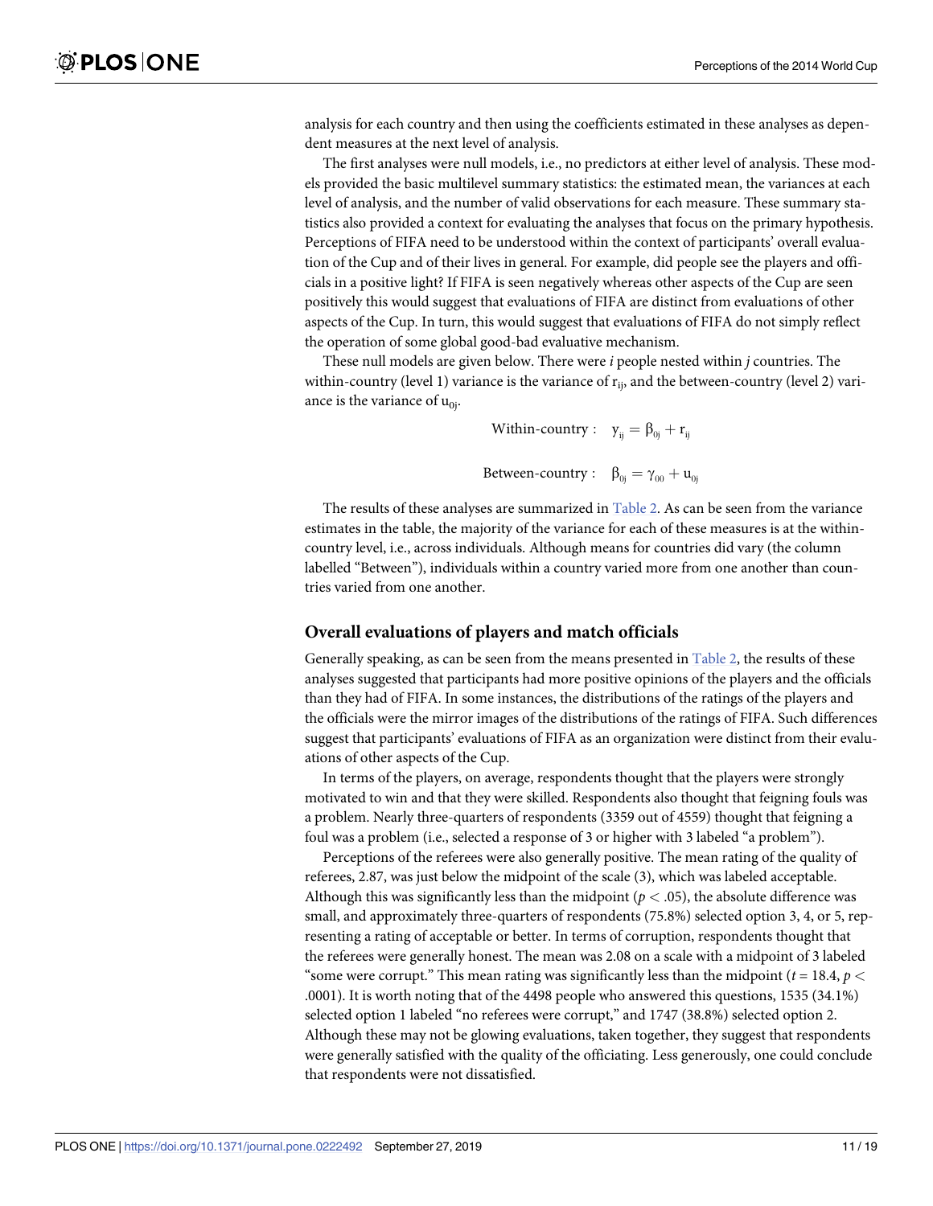analysis for each country and then using the coefficients estimated in these analyses as dependent measures at the next level of analysis.

The first analyses were null models, i.e., no predictors at either level of analysis. These models provided the basic multilevel summary statistics: the estimated mean, the variances at each level of analysis, and the number of valid observations for each measure. These summary statistics also provided a context for evaluating the analyses that focus on the primary hypothesis. Perceptions of FIFA need to be understood within the context of participants' overall evaluation of the Cup and of their lives in general. For example, did people see the players and officials in a positive light? If FIFA is seen negatively whereas other aspects of the Cup are seen positively this would suggest that evaluations of FIFA are distinct from evaluations of other aspects of the Cup. In turn, this would suggest that evaluations of FIFA do not simply reflect the operation of some global good-bad evaluative mechanism.

These null models are given below. There were *i* people nested within *j* countries. The within-country (level 1) variance is the variance of $r_{ij}$, and the between-country (level 2) variance is the variance of $u_{0j}$.

$$\text{Within-country}: \quad y_{ij} = \beta_{0j} + r_{ij}$$

$$\text{Between-country}: \quad \beta_{0j} = \gamma_{00} + u_{0j}$$

The results of these analyses are summarized in Table 2. As can be seen from the variance estimates in the table, the majority of the variance for each of these measures is at the within-country level, i.e., across individuals. Although means for countries did vary (the column labelled "Between"), individuals within a country varied more from one another than countries varied from one another.

## Overall evaluations of players and match officials

Generally speaking, as can be seen from the means presented in Table 2, the results of these analyses suggested that participants had more positive opinions of the players and the officials than they had of FIFA. In some instances, the distributions of the ratings of the players and the officials were the mirror images of the distributions of the ratings of FIFA. Such differences suggest that participants' evaluations of FIFA as an organization were distinct from their evaluations of other aspects of the Cup.

In terms of the players, on average, respondents thought that the players were strongly motivated to win and that they were skilled. Respondents also thought that feigning fouls was a problem. Nearly three-quarters of respondents (3359 out of 4559) thought that feigning a foul was a problem (i.e., selected a response of 3 or higher with 3 labeled "a problem").

Perceptions of the referees were also generally positive. The mean rating of the quality of referees, 2.87, was just below the midpoint of the scale (3), which was labeled acceptable. Although this was significantly less than the midpoint ($p < .05$), the absolute difference was small, and approximately three-quarters of respondents (75.8%) selected option 3, 4, or 5, representing a rating of acceptable or better. In terms of corruption, respondents thought that the referees were generally honest. The mean was 2.08 on a scale with a midpoint of 3 labeled "some were corrupt." This mean rating was significantly less than the midpoint ($t = 18.4$, $p < .0001$). It is worth noting that of the 4498 people who answered this questions, 1535 (34.1%) selected option 1 labeled "no referees were corrupt," and 1747 (38.8%) selected option 2. Although these may not be glowing evaluations, taken together, they suggest that respondents were generally satisfied with the quality of the officiating. Less generously, one could conclude that respondents were not dissatisfied.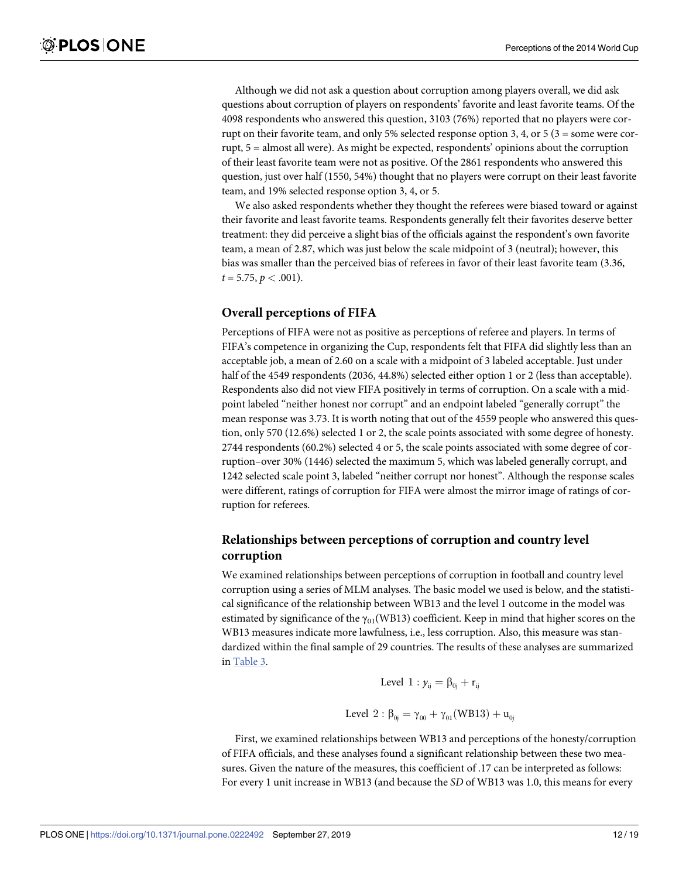Although we did not ask a question about corruption among players overall, we did ask questions about corruption of players on respondents' favorite and least favorite teams. Of the 4098 respondents who answered this question, 3103 (76%) reported that no players were corrupt on their favorite team, and only 5% selected response option 3, 4, or 5 (3 = some were corrupt, 5 = almost all were). As might be expected, respondents' opinions about the corruption of their least favorite team were not as positive. Of the 2861 respondents who answered this question, just over half (1550, 54%) thought that no players were corrupt on their least favorite team, and 19% selected response option 3, 4, or 5.

We also asked respondents whether they thought the referees were biased toward or against their favorite and least favorite teams. Respondents generally felt their favorites deserve better treatment: they did perceive a slight bias of the officials against the respondent's own favorite team, a mean of 2.87, which was just below the scale midpoint of 3 (neutral); however, this bias was smaller than the perceived bias of referees in favor of their least favorite team (3.36, $t = 5.75$, $p < .001$).

### Overall perceptions of FIFA

Perceptions of FIFA were not as positive as perceptions of referee and players. In terms of FIFA's competence in organizing the Cup, respondents felt that FIFA did slightly less than an acceptable job, a mean of 2.60 on a scale with a midpoint of 3 labeled acceptable. Just under half of the 4549 respondents (2036, 44.8%) selected either option 1 or 2 (less than acceptable). Respondents also did not view FIFA positively in terms of corruption. On a scale with a midpoint labeled "neither honest nor corrupt" and an endpoint labeled "generally corrupt" the mean response was 3.73. It is worth noting that out of the 4559 people who answered this question, only 570 (12.6%) selected 1 or 2, the scale points associated with some degree of honesty. 2744 respondents (60.2%) selected 4 or 5, the scale points associated with some degree of corruption–over 30% (1446) selected the maximum 5, which was labeled generally corrupt, and 1242 selected scale point 3, labeled "neither corrupt nor honest". Although the response scales were different, ratings of corruption for FIFA were almost the mirror image of ratings of corruption for referees.

### Relationships between perceptions of corruption and country level corruption

We examined relationships between perceptions of corruption in football and country level corruption using a series of MLM analyses. The basic model we used is below, and the statistical significance of the relationship between WB13 and the level 1 outcome in the model was estimated by significance of the $\gamma_{01}$(WB13) coefficient. Keep in mind that higher scores on the WB13 measures indicate more lawfulness, i.e., less corruption. Also, this measure was standardized within the final sample of 29 countries. The results of these analyses are summarized in Table 3.

$$\text{Level } 1: y_{ij} = \beta_{0j} + r_{ij}$$

$$\text{Level } 2: \beta_{0j} = \gamma_{00} + \gamma_{01}(\text{WB13}) + u_{0j}$$

First, we examined relationships between WB13 and perceptions of the honesty/corruption of FIFA officials, and these analyses found a significant relationship between these two measures. Given the nature of the measures, this coefficient of .17 can be interpreted as follows: For every 1 unit increase in WB13 (and because the *SD* of WB13 was 1.0, this means for every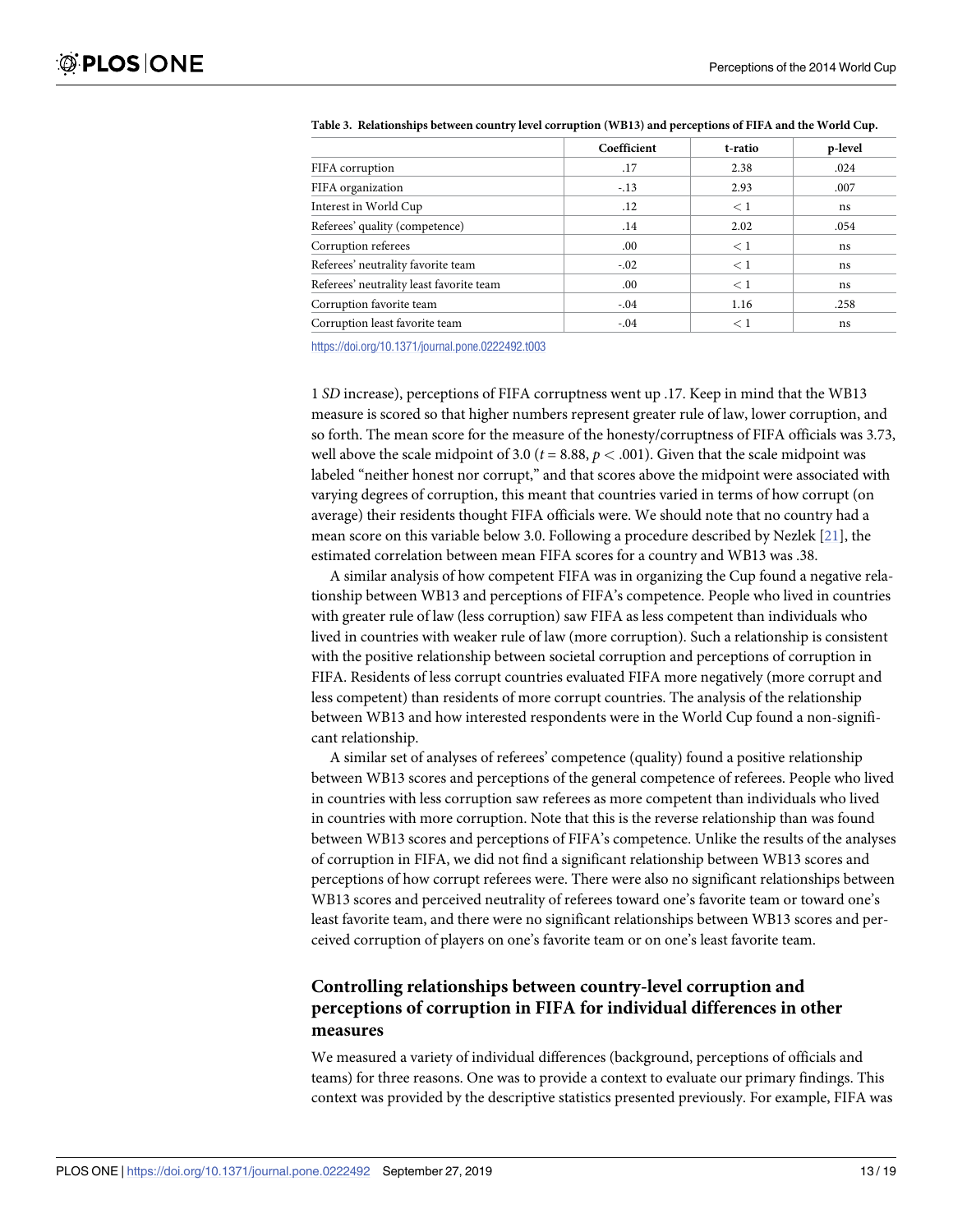**Table 3. Relationships between country level corruption (WB13) and perceptions of FIFA and the World Cup.**

| | Coefficient | t-ratio | p-level |
|---|---|---|---|
| FIFA corruption | .17 | 2.38 | .024 |
| FIFA organization | -.13 | 2.93 | .007 |
| Interest in World Cup | .12 | < 1 | ns |
| Referees' quality (competence) | .14 | 2.02 | .054 |
| Corruption referees | .00 | < 1 | ns |
| Referees' neutrality favorite team | -.02 | < 1 | ns |
| Referees' neutrality least favorite team | .00 | < 1 | ns |
| Corruption favorite team | -.04 | 1.16 | .258 |
| Corruption least favorite team | -.04 | < 1 | ns |

https://doi.org/10.1371/journal.pone.0222492.t003

1 *SD* increase), perceptions of FIFA corruptness went up .17. Keep in mind that the WB13 measure is scored so that higher numbers represent greater rule of law, lower corruption, and so forth. The mean score for the measure of the honesty/corruptness of FIFA officials was 3.73, well above the scale midpoint of 3.0 ($t = 8.88$, $p < .001$). Given that the scale midpoint was labeled "neither honest nor corrupt," and that scores above the midpoint were associated with varying degrees of corruption, this meant that countries varied in terms of how corrupt (on average) their residents thought FIFA officials were. We should note that no country had a mean score on this variable below 3.0. Following a procedure described by Nezlek [21], the estimated correlation between mean FIFA scores for a country and WB13 was .38.

A similar analysis of how competent FIFA was in organizing the Cup found a negative relationship between WB13 and perceptions of FIFA's competence. People who lived in countries with greater rule of law (less corruption) saw FIFA as less competent than individuals who lived in countries with weaker rule of law (more corruption). Such a relationship is consistent with the positive relationship between societal corruption and perceptions of corruption in FIFA. Residents of less corrupt countries evaluated FIFA more negatively (more corrupt and less competent) than residents of more corrupt countries. The analysis of the relationship between WB13 and how interested respondents were in the World Cup found a non-significant relationship.

A similar set of analyses of referees' competence (quality) found a positive relationship between WB13 scores and perceptions of the general competence of referees. People who lived in countries with less corruption saw referees as more competent than individuals who lived in countries with more corruption. Note that this is the reverse relationship than was found between WB13 scores and perceptions of FIFA's competence. Unlike the results of the analyses of corruption in FIFA, we did not find a significant relationship between WB13 scores and perceptions of how corrupt referees were. There were also no significant relationships between WB13 scores and perceived neutrality of referees toward one's favorite team or toward one's least favorite team, and there were no significant relationships between WB13 scores and perceived corruption of players on one's favorite team or on one's least favorite team.

## Controlling relationships between country-level corruption and perceptions of corruption in FIFA for individual differences in other measures

We measured a variety of individual differences (background, perceptions of officials and teams) for three reasons. One was to provide a context to evaluate our primary findings. This context was provided by the descriptive statistics presented previously. For example, FIFA was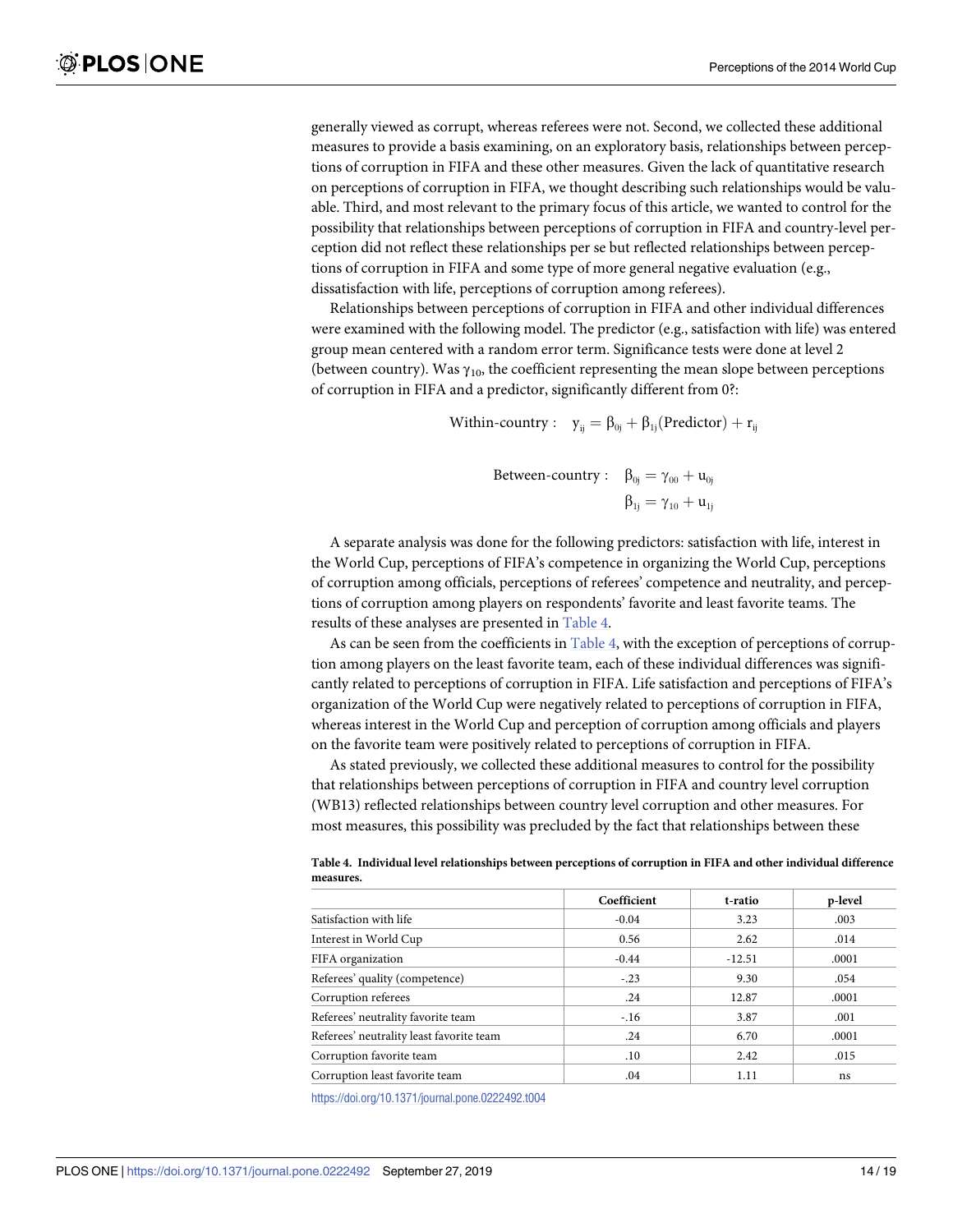generally viewed as corrupt, whereas referees were not. Second, we collected these additional measures to provide a basis examining, on an exploratory basis, relationships between perceptions of corruption in FIFA and these other measures. Given the lack of quantitative research on perceptions of corruption in FIFA, we thought describing such relationships would be valuable. Third, and most relevant to the primary focus of this article, we wanted to control for the possibility that relationships between perceptions of corruption in FIFA and country-level perception did not reflect these relationships per se but reflected relationships between perceptions of corruption in FIFA and some type of more general negative evaluation (e.g., dissatisfaction with life, perceptions of corruption among referees).

Relationships between perceptions of corruption in FIFA and other individual differences were examined with the following model. The predictor (e.g., satisfaction with life) was entered group mean centered with a random error term. Significance tests were done at level 2 (between country). Was $\gamma_{10}$, the coefficient representing the mean slope between perceptions of corruption in FIFA and a predictor, significantly different from 0?:

$$\text{Within-country}: \quad y_{ij} = \beta_{0j} + \beta_{1j}(\text{Predictor}) + r_{ij}$$

$$\text{Between-country}: \quad \beta_{0j} = \gamma_{00} + u_{0j}$$

$$\beta_{1j} = \gamma_{10} + u_{1j}$$

A separate analysis was done for the following predictors: satisfaction with life, interest in the World Cup, perceptions of FIFA's competence in organizing the World Cup, perceptions of corruption among officials, perceptions of referees' competence and neutrality, and perceptions of corruption among players on respondents' favorite and least favorite teams. The results of these analyses are presented in Table 4.

As can be seen from the coefficients in Table 4, with the exception of perceptions of corruption among players on the least favorite team, each of these individual differences was significantly related to perceptions of corruption in FIFA. Life satisfaction and perceptions of FIFA's organization of the World Cup were negatively related to perceptions of corruption in FIFA, whereas interest in the World Cup and perception of corruption among officials and players on the favorite team were positively related to perceptions of corruption in FIFA.

As stated previously, we collected these additional measures to control for the possibility that relationships between perceptions of corruption in FIFA and country level corruption (WB13) reflected relationships between country level corruption and other measures. For most measures, this possibility was precluded by the fact that relationships between these

**Table 4. Individual level relationships between perceptions of corruption in FIFA and other individual difference measures.**

| | Coefficient | t-ratio | p-level |
|---|---|---|---|
| Satisfaction with life | -0.04 | 3.23 | .003 |
| Interest in World Cup | 0.56 | 2.62 | .014 |
| FIFA organization | -0.44 | -12.51 | .0001 |
| Referees' quality (competence) | -.23 | 9.30 | .054 |
| Corruption referees | .24 | 12.87 | .0001 |
| Referees' neutrality favorite team | -.16 | 3.87 | .001 |
| Referees' neutrality least favorite team | .24 | 6.70 | .0001 |
| Corruption favorite team | .10 | 2.42 | .015 |
| Corruption least favorite team | .04 | 1.11 | ns |

https://doi.org/10.1371/journal.pone.0222492.t004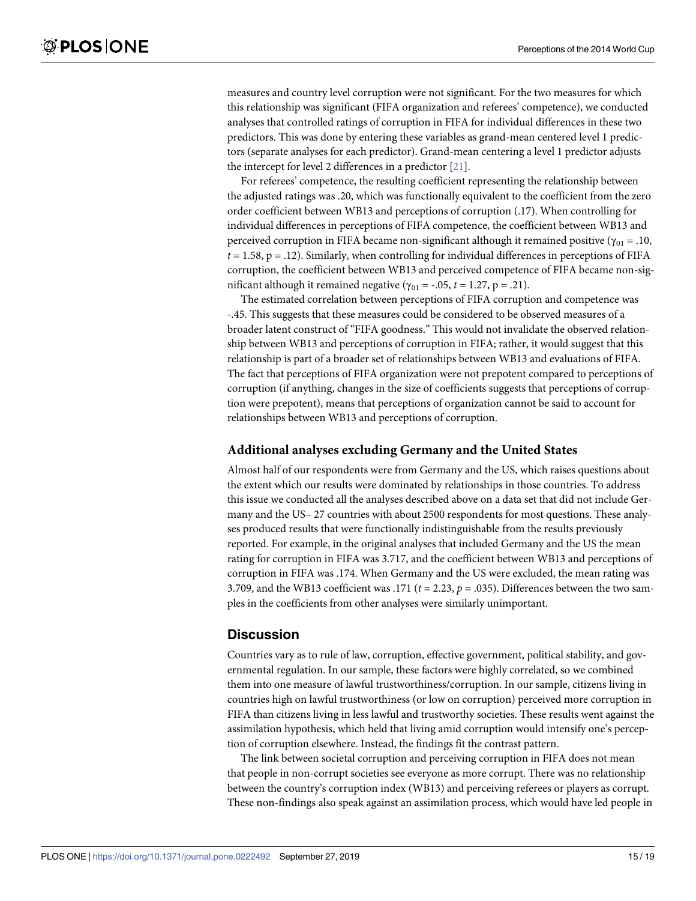measures and country level corruption were not significant. For the two measures for which this relationship was significant (FIFA organization and referees' competence), we conducted analyses that controlled ratings of corruption in FIFA for individual differences in these two predictors. This was done by entering these variables as grand-mean centered level 1 predictors (separate analyses for each predictor). Grand-mean centering a level 1 predictor adjusts the intercept for level 2 differences in a predictor [21].

For referees' competence, the resulting coefficient representing the relationship between the adjusted ratings was .20, which was functionally equivalent to the coefficient from the zero order coefficient between WB13 and perceptions of corruption (.17). When controlling for individual differences in perceptions of FIFA competence, the coefficient between WB13 and perceived corruption in FIFA became non-significant although it remained positive ($\gamma_{01}$ = .10, $t$ = 1.58, p = .12). Similarly, when controlling for individual differences in perceptions of FIFA corruption, the coefficient between WB13 and perceived competence of FIFA became non-significant although it remained negative ($\gamma_{01}$ = -.05, $t$ = 1.27, p = .21).

The estimated correlation between perceptions of FIFA corruption and competence was -.45. This suggests that these measures could be considered to be observed measures of a broader latent construct of "FIFA goodness." This would not invalidate the observed relationship between WB13 and perceptions of corruption in FIFA; rather, it would suggest that this relationship is part of a broader set of relationships between WB13 and evaluations of FIFA. The fact that perceptions of FIFA organization were not prepotent compared to perceptions of corruption (if anything, changes in the size of coefficients suggests that perceptions of corruption were prepotent), means that perceptions of organization cannot be said to account for relationships between WB13 and perceptions of corruption.

### Additional analyses excluding Germany and the United States

Almost half of our respondents were from Germany and the US, which raises questions about the extent which our results were dominated by relationships in those countries. To address this issue we conducted all the analyses described above on a data set that did not include Germany and the US– 27 countries with about 2500 respondents for most questions. These analyses produced results that were functionally indistinguishable from the results previously reported. For example, in the original analyses that included Germany and the US the mean rating for corruption in FIFA was 3.717, and the coefficient between WB13 and perceptions of corruption in FIFA was .174. When Germany and the US were excluded, the mean rating was 3.709, and the WB13 coefficient was .171 ($t$ = 2.23, $p$ = .035). Differences between the two samples in the coefficients from other analyses were similarly unimportant.

## Discussion

Countries vary as to rule of law, corruption, effective government, political stability, and governmental regulation. In our sample, these factors were highly correlated, so we combined them into one measure of lawful trustworthiness/corruption. In our sample, citizens living in countries high on lawful trustworthiness (or low on corruption) perceived more corruption in FIFA than citizens living in less lawful and trustworthy societies. These results went against the assimilation hypothesis, which held that living amid corruption would intensify one's perception of corruption elsewhere. Instead, the findings fit the contrast pattern.

The link between societal corruption and perceiving corruption in FIFA does not mean that people in non-corrupt societies see everyone as more corrupt. There was no relationship between the country's corruption index (WB13) and perceiving referees or players as corrupt. These non-findings also speak against an assimilation process, which would have led people in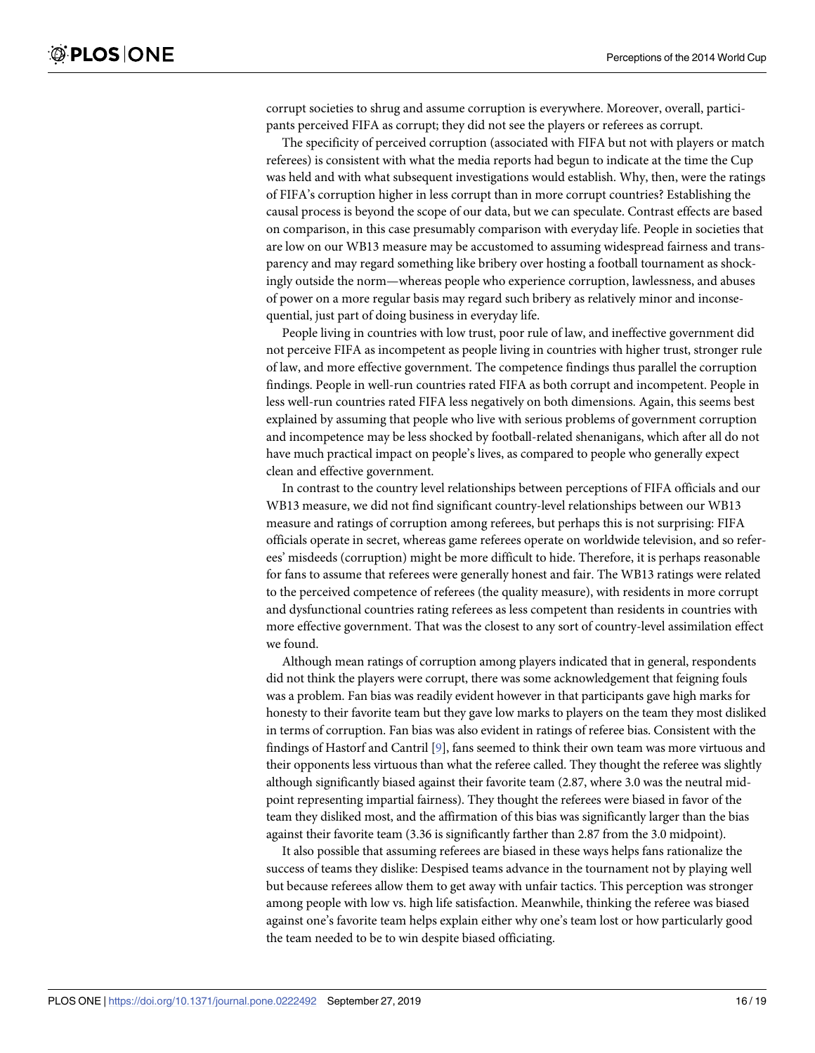corrupt societies to shrug and assume corruption is everywhere. Moreover, overall, participants perceived FIFA as corrupt; they did not see the players or referees as corrupt.

The specificity of perceived corruption (associated with FIFA but not with players or match referees) is consistent with what the media reports had begun to indicate at the time the Cup was held and with what subsequent investigations would establish. Why, then, were the ratings of FIFA's corruption higher in less corrupt than in more corrupt countries? Establishing the causal process is beyond the scope of our data, but we can speculate. Contrast effects are based on comparison, in this case presumably comparison with everyday life. People in societies that are low on our WB13 measure may be accustomed to assuming widespread fairness and transparency and may regard something like bribery over hosting a football tournament as shockingly outside the norm—whereas people who experience corruption, lawlessness, and abuses of power on a more regular basis may regard such bribery as relatively minor and inconsequential, just part of doing business in everyday life.

People living in countries with low trust, poor rule of law, and ineffective government did not perceive FIFA as incompetent as people living in countries with higher trust, stronger rule of law, and more effective government. The competence findings thus parallel the corruption findings. People in well-run countries rated FIFA as both corrupt and incompetent. People in less well-run countries rated FIFA less negatively on both dimensions. Again, this seems best explained by assuming that people who live with serious problems of government corruption and incompetence may be less shocked by football-related shenanigans, which after all do not have much practical impact on people's lives, as compared to people who generally expect clean and effective government.

In contrast to the country level relationships between perceptions of FIFA officials and our WB13 measure, we did not find significant country-level relationships between our WB13 measure and ratings of corruption among referees, but perhaps this is not surprising: FIFA officials operate in secret, whereas game referees operate on worldwide television, and so referees' misdeeds (corruption) might be more difficult to hide. Therefore, it is perhaps reasonable for fans to assume that referees were generally honest and fair. The WB13 ratings were related to the perceived competence of referees (the quality measure), with residents in more corrupt and dysfunctional countries rating referees as less competent than residents in countries with more effective government. That was the closest to any sort of country-level assimilation effect we found.

Although mean ratings of corruption among players indicated that in general, respondents did not think the players were corrupt, there was some acknowledgement that feigning fouls was a problem. Fan bias was readily evident however in that participants gave high marks for honesty to their favorite team but they gave low marks to players on the team they most disliked in terms of corruption. Fan bias was also evident in ratings of referee bias. Consistent with the findings of Hastorf and Cantril [9], fans seemed to think their own team was more virtuous and their opponents less virtuous than what the referee called. They thought the referee was slightly although significantly biased against their favorite team (2.87, where 3.0 was the neutral midpoint representing impartial fairness). They thought the referees were biased in favor of the team they disliked most, and the affirmation of this bias was significantly larger than the bias against their favorite team (3.36 is significantly farther than 2.87 from the 3.0 midpoint).

It also possible that assuming referees are biased in these ways helps fans rationalize the success of teams they dislike: Despised teams advance in the tournament not by playing well but because referees allow them to get away with unfair tactics. This perception was stronger among people with low vs. high life satisfaction. Meanwhile, thinking the referee was biased against one's favorite team helps explain either why one's team lost or how particularly good the team needed to be to win despite biased officiating.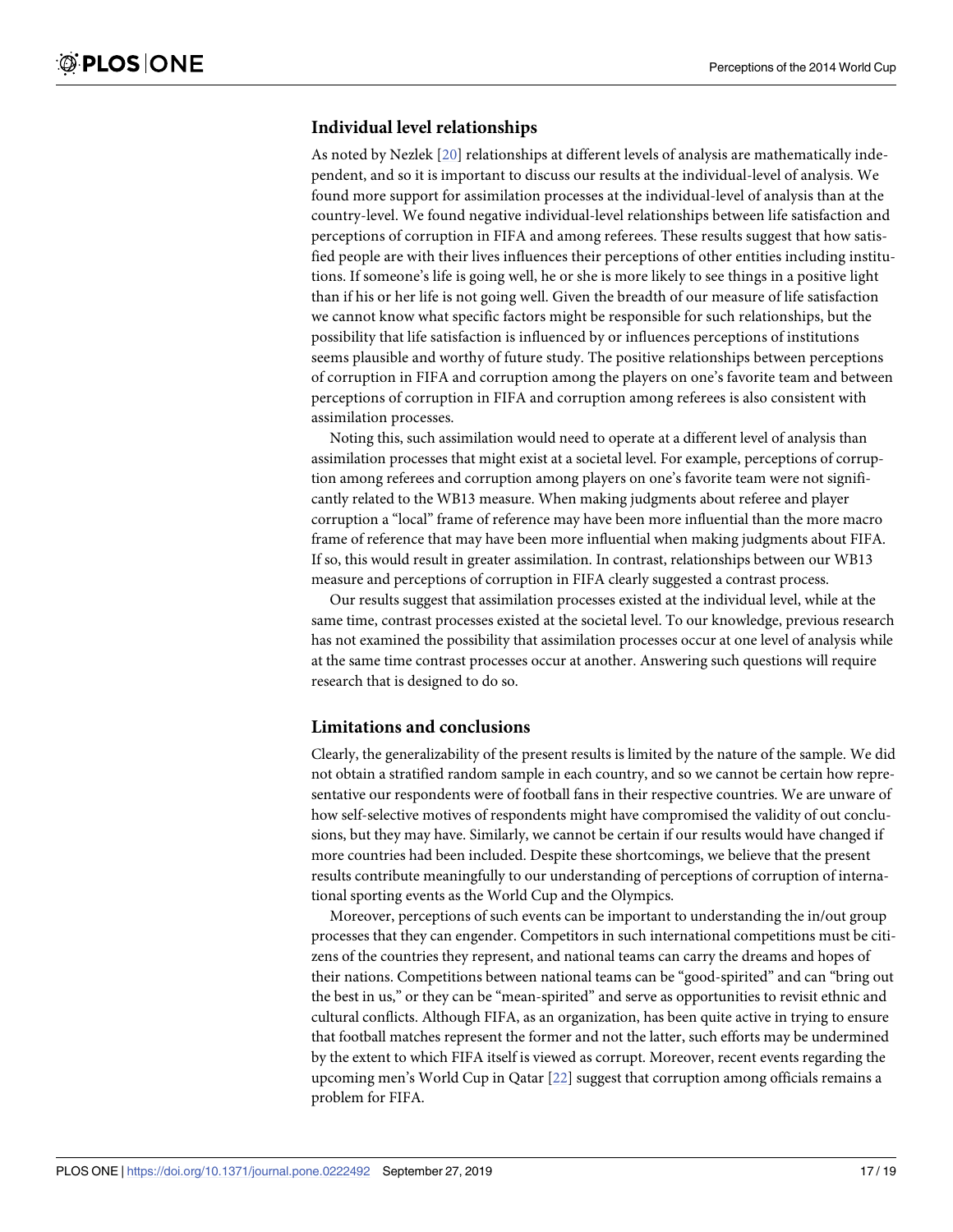## Individual level relationships

As noted by Nezlek [20] relationships at different levels of analysis are mathematically independent, and so it is important to discuss our results at the individual-level of analysis. We found more support for assimilation processes at the individual-level of analysis than at the country-level. We found negative individual-level relationships between life satisfaction and perceptions of corruption in FIFA and among referees. These results suggest that how satisfied people are with their lives influences their perceptions of other entities including institutions. If someone's life is going well, he or she is more likely to see things in a positive light than if his or her life is not going well. Given the breadth of our measure of life satisfaction we cannot know what specific factors might be responsible for such relationships, but the possibility that life satisfaction is influenced by or influences perceptions of institutions seems plausible and worthy of future study. The positive relationships between perceptions of corruption in FIFA and corruption among the players on one's favorite team and between perceptions of corruption in FIFA and corruption among referees is also consistent with assimilation processes.

Noting this, such assimilation would need to operate at a different level of analysis than assimilation processes that might exist at a societal level. For example, perceptions of corruption among referees and corruption among players on one's favorite team were not significantly related to the WB13 measure. When making judgments about referee and player corruption a "local" frame of reference may have been more influential than the more macro frame of reference that may have been more influential when making judgments about FIFA. If so, this would result in greater assimilation. In contrast, relationships between our WB13 measure and perceptions of corruption in FIFA clearly suggested a contrast process.

Our results suggest that assimilation processes existed at the individual level, while at the same time, contrast processes existed at the societal level. To our knowledge, previous research has not examined the possibility that assimilation processes occur at one level of analysis while at the same time contrast processes occur at another. Answering such questions will require research that is designed to do so.

## Limitations and conclusions

Clearly, the generalizability of the present results is limited by the nature of the sample. We did not obtain a stratified random sample in each country, and so we cannot be certain how representative our respondents were of football fans in their respective countries. We are unware of how self-selective motives of respondents might have compromised the validity of out conclusions, but they may have. Similarly, we cannot be certain if our results would have changed if more countries had been included. Despite these shortcomings, we believe that the present results contribute meaningfully to our understanding of perceptions of corruption of international sporting events as the World Cup and the Olympics.

Moreover, perceptions of such events can be important to understanding the in/out group processes that they can engender. Competitors in such international competitions must be citizens of the countries they represent, and national teams can carry the dreams and hopes of their nations. Competitions between national teams can be "good-spirited" and can "bring out the best in us," or they can be "mean-spirited" and serve as opportunities to revisit ethnic and cultural conflicts. Although FIFA, as an organization, has been quite active in trying to ensure that football matches represent the former and not the latter, such efforts may be undermined by the extent to which FIFA itself is viewed as corrupt. Moreover, recent events regarding the upcoming men's World Cup in Qatar [22] suggest that corruption among officials remains a problem for FIFA.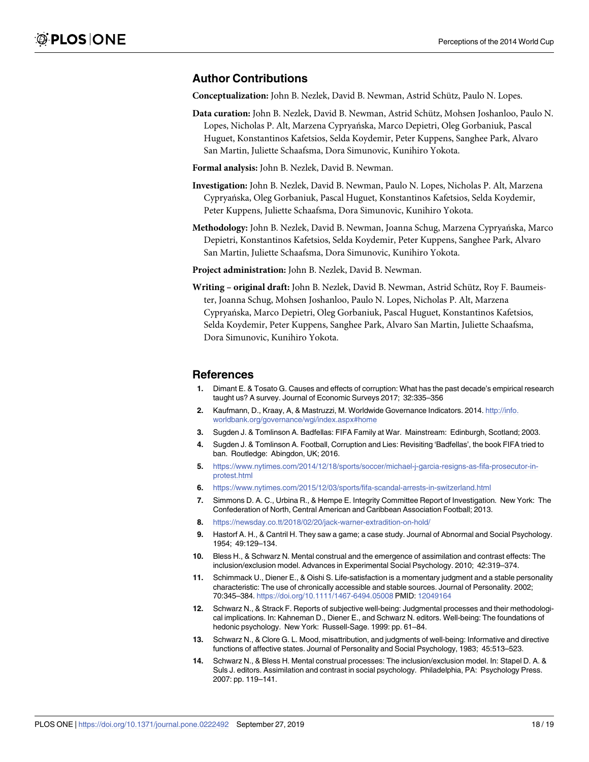## Author Contributions

**Conceptualization:** John B. Nezlek, David B. Newman, Astrid Schütz, Paulo N. Lopes.

**Data curation:** John B. Nezlek, David B. Newman, Astrid Schütz, Mohsen Joshanloo, Paulo N. Lopes, Nicholas P. Alt, Marzena Cypryańska, Marco Depietri, Oleg Gorbaniuk, Pascal Huguet, Konstantinos Kafetsios, Selda Koydemir, Peter Kuppens, Sanghee Park, Alvaro San Martin, Juliette Schaafsma, Dora Simunovic, Kunihiro Yokota.

**Formal analysis:** John B. Nezlek, David B. Newman.

**Investigation:** John B. Nezlek, David B. Newman, Paulo N. Lopes, Nicholas P. Alt, Marzena Cypryańska, Oleg Gorbaniuk, Pascal Huguet, Konstantinos Kafetsios, Selda Koydemir, Peter Kuppens, Juliette Schaafsma, Dora Simunovic, Kunihiro Yokota.

**Methodology:** John B. Nezlek, David B. Newman, Joanna Schug, Marzena Cypryańska, Marco Depietri, Konstantinos Kafetsios, Selda Koydemir, Peter Kuppens, Sanghee Park, Alvaro San Martin, Juliette Schaafsma, Dora Simunovic, Kunihiro Yokota.

**Project administration:** John B. Nezlek, David B. Newman.

**Writing – original draft:** John B. Nezlek, David B. Newman, Astrid Schütz, Roy F. Baumeister, Joanna Schug, Mohsen Joshanloo, Paulo N. Lopes, Nicholas P. Alt, Marzena Cypryańska, Marco Depietri, Oleg Gorbaniuk, Pascal Huguet, Konstantinos Kafetsios, Selda Koydemir, Peter Kuppens, Sanghee Park, Alvaro San Martin, Juliette Schaafsma, Dora Simunovic, Kunihiro Yokota.

## References

1. Dimant E. & Tosato G. Causes and effects of corruption: What has the past decade's empirical research taught us? A survey. Journal of Economic Surveys 2017; 32:335–356
2. Kaufmann, D., Kraay, A, & Mastruzzi, M. Worldwide Governance Indicators. 2014. http://info.worldbank.org/governance/wgi/index.aspx#home
3. Sugden J. & Tomlinson A. Badfellas: FIFA Family at War. Mainstream: Edinburgh, Scotland; 2003.
4. Sugden J. & Tomlinson A. Football, Corruption and Lies: Revisiting 'Badfellas', the book FIFA tried to ban. Routledge: Abingdon, UK; 2016.
5. https://www.nytimes.com/2014/12/18/sports/soccer/michael-j-garcia-resigns-as-fifa-prosecutor-in-protest.html
6. https://www.nytimes.com/2015/12/03/sports/fifa-scandal-arrests-in-switzerland.html
7. Simmons D. A. C., Urbina R., & Hempe E. Integrity Committee Report of Investigation. New York: The Confederation of North, Central American and Caribbean Association Football; 2013.
8. https://newsday.co.tt/2018/02/20/jack-warner-extradition-on-hold/
9. Hastorf A. H., & Cantril H. They saw a game; a case study. Journal of Abnormal and Social Psychology. 1954; 49:129–134.
10. Bless H., & Schwarz N. Mental construal and the emergence of assimilation and contrast effects: The inclusion/exclusion model. Advances in Experimental Social Psychology. 2010; 42:319–374.
11. Schimmack U., Diener E., & Oishi S. Life-satisfaction is a momentary judgment and a stable personality characteristic: The use of chronically accessible and stable sources. Journal of Personality. 2002; 70:345–384. https://doi.org/10.1111/1467-6494.05008 PMID: 12049164
12. Schwarz N., & Strack F. Reports of subjective well-being: Judgmental processes and their methodological implications. In: Kahneman D., Diener E., and Schwarz N. editors. Well-being: The foundations of hedonic psychology. New York: Russell-Sage. 1999: pp. 61–84.
13. Schwarz N., & Clore G. L. Mood, misattribution, and judgments of well-being: Informative and directive functions of affective states. Journal of Personality and Social Psychology, 1983; 45:513–523.
14. Schwarz N., & Bless H. Mental construal processes: The inclusion/exclusion model. In: Stapel D. A. & Suls J. editors. Assimilation and contrast in social psychology. Philadelphia, PA: Psychology Press. 2007: pp. 119–141.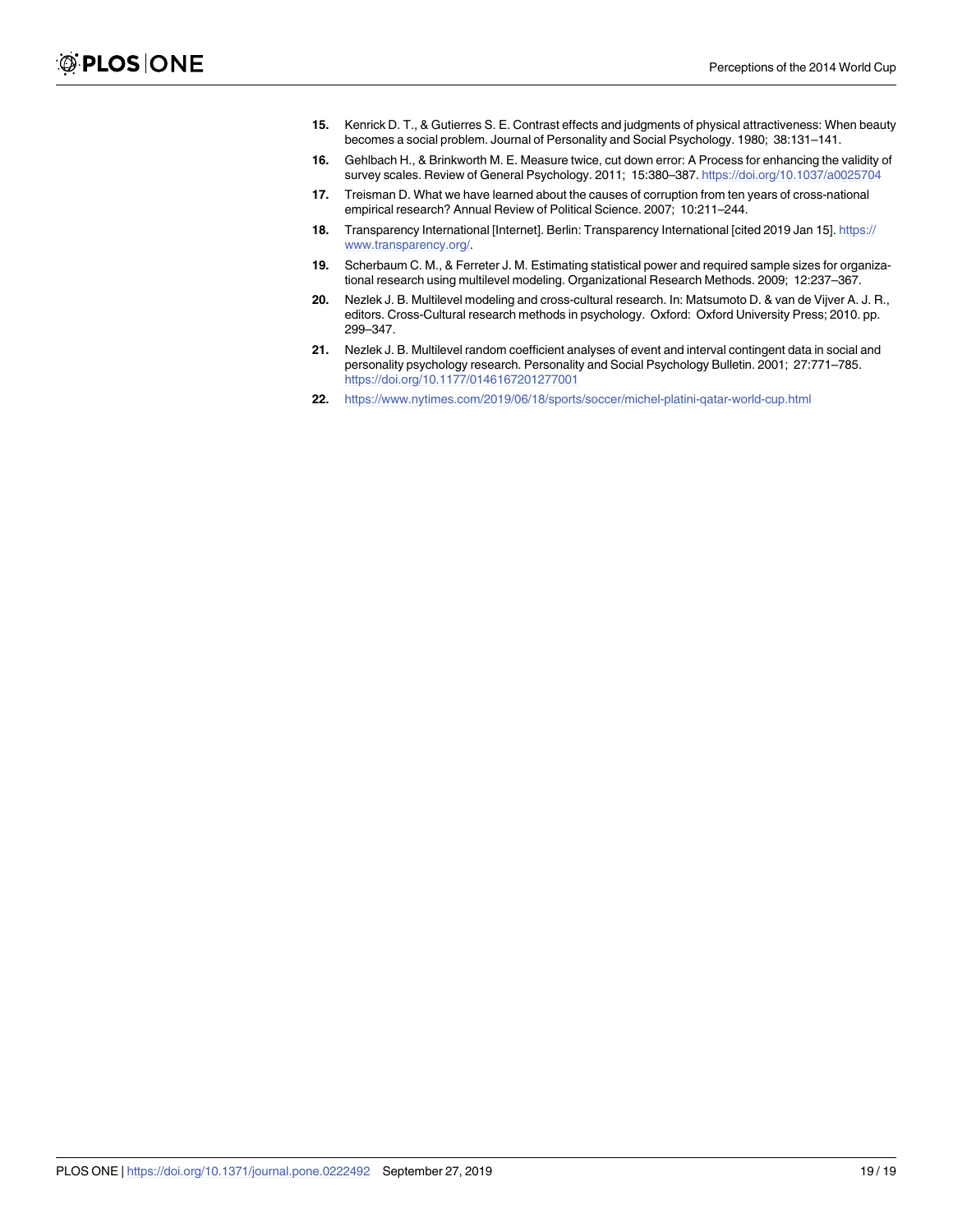15. Kenrick D. T., & Gutierres S. E. Contrast effects and judgments of physical attractiveness: When beauty becomes a social problem. Journal of Personality and Social Psychology. 1980; 38:131–141.
16. Gehlbach H., & Brinkworth M. E. Measure twice, cut down error: A Process for enhancing the validity of survey scales. Review of General Psychology. 2011; 15:380–387. https://doi.org/10.1037/a0025704
17. Treisman D. What we have learned about the causes of corruption from ten years of cross-national empirical research? Annual Review of Political Science. 2007; 10:211–244.
18. Transparency International [Internet]. Berlin: Transparency International [cited 2019 Jan 15]. https://www.transparency.org/.
19. Scherbaum C. M., & Ferreter J. M. Estimating statistical power and required sample sizes for organizational research using multilevel modeling. Organizational Research Methods. 2009; 12:237–367.
20. Nezlek J. B. Multilevel modeling and cross-cultural research. In: Matsumoto D. & van de Vijver A. J. R., editors. Cross-Cultural research methods in psychology. Oxford: Oxford University Press; 2010. pp. 299–347.
21. Nezlek J. B. Multilevel random coefficient analyses of event and interval contingent data in social and personality psychology research. Personality and Social Psychology Bulletin. 2001; 27:771–785. https://doi.org/10.1177/0146167201277001
22. https://www.nytimes.com/2019/06/18/sports/soccer/michel-platini-qatar-world-cup.html